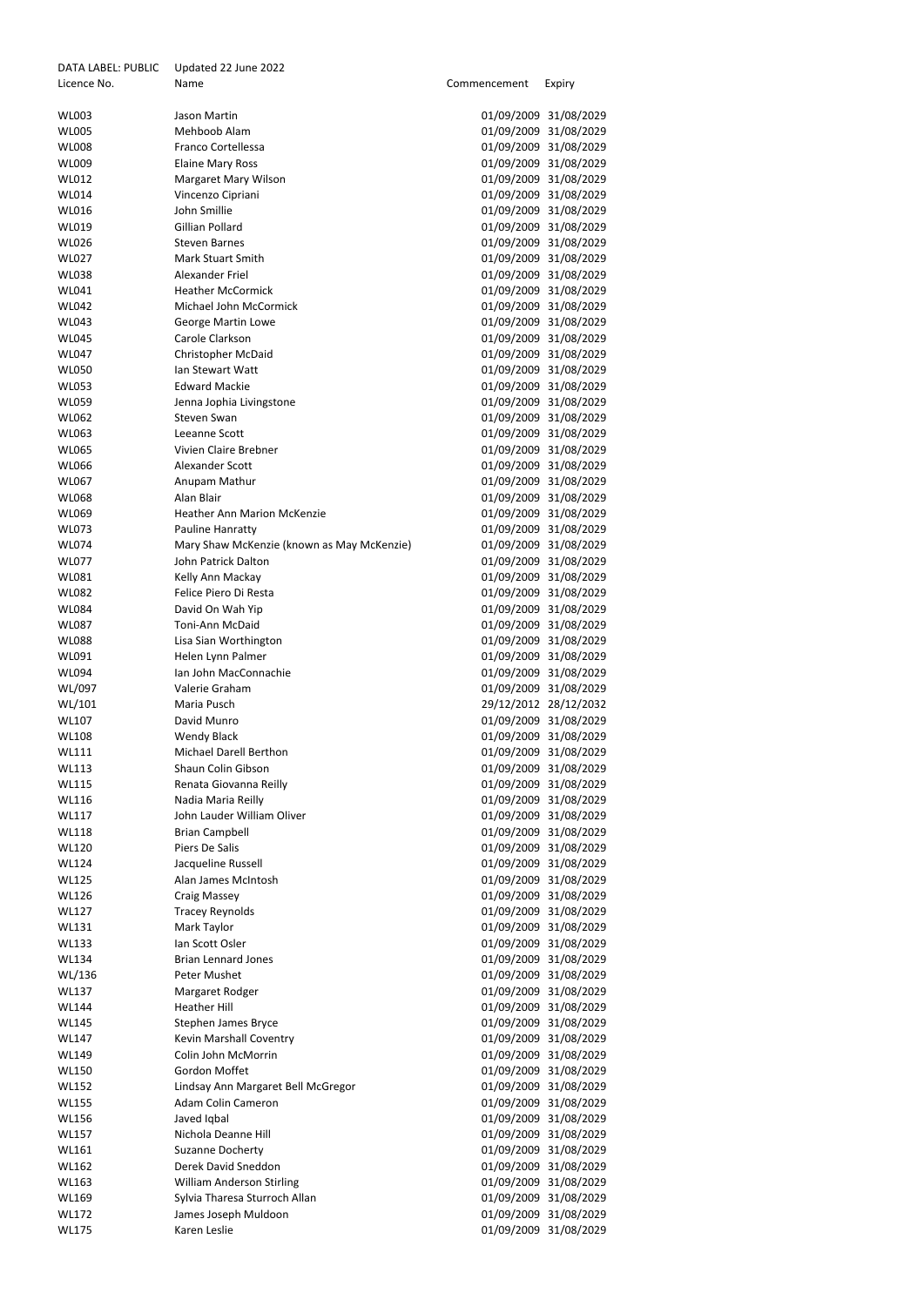DATA LABEL: PUBLIC    Updated 22 June 2022

| Licence No. | Name | Commencement | Expiry |
| --- | --- | --- | --- |
| WL003 | Jason Martin | 01/09/2009 | 31/08/2029 |
| WL005 | Mehboob Alam | 01/09/2009 | 31/08/2029 |
| WL008 | Franco Cortellessa | 01/09/2009 | 31/08/2029 |
| WL009 | Elaine Mary Ross | 01/09/2009 | 31/08/2029 |
| WL012 | Margaret Mary Wilson | 01/09/2009 | 31/08/2029 |
| WL014 | Vincenzo Cipriani | 01/09/2009 | 31/08/2029 |
| WL016 | John Smillie | 01/09/2009 | 31/08/2029 |
| WL019 | Gillian Pollard | 01/09/2009 | 31/08/2029 |
| WL026 | Steven Barnes | 01/09/2009 | 31/08/2029 |
| WL027 | Mark Stuart Smith | 01/09/2009 | 31/08/2029 |
| WL038 | Alexander Friel | 01/09/2009 | 31/08/2029 |
| WL041 | Heather McCormick | 01/09/2009 | 31/08/2029 |
| WL042 | Michael John McCormick | 01/09/2009 | 31/08/2029 |
| WL043 | George Martin Lowe | 01/09/2009 | 31/08/2029 |
| WL045 | Carole Clarkson | 01/09/2009 | 31/08/2029 |
| WL047 | Christopher McDaid | 01/09/2009 | 31/08/2029 |
| WL050 | Ian Stewart Watt | 01/09/2009 | 31/08/2029 |
| WL053 | Edward Mackie | 01/09/2009 | 31/08/2029 |
| WL059 | Jenna Jophia Livingstone | 01/09/2009 | 31/08/2029 |
| WL062 | Steven Swan | 01/09/2009 | 31/08/2029 |
| WL063 | Leeanne Scott | 01/09/2009 | 31/08/2029 |
| WL065 | Vivien Claire Brebner | 01/09/2009 | 31/08/2029 |
| WL066 | Alexander Scott | 01/09/2009 | 31/08/2029 |
| WL067 | Anupam Mathur | 01/09/2009 | 31/08/2029 |
| WL068 | Alan Blair | 01/09/2009 | 31/08/2029 |
| WL069 | Heather Ann Marion McKenzie | 01/09/2009 | 31/08/2029 |
| WL073 | Pauline Hanratty | 01/09/2009 | 31/08/2029 |
| WL074 | Mary Shaw McKenzie (known as May McKenzie) | 01/09/2009 | 31/08/2029 |
| WL077 | John Patrick Dalton | 01/09/2009 | 31/08/2029 |
| WL081 | Kelly Ann Mackay | 01/09/2009 | 31/08/2029 |
| WL082 | Felice Piero Di Resta | 01/09/2009 | 31/08/2029 |
| WL084 | David On Wah Yip | 01/09/2009 | 31/08/2029 |
| WL087 | Toni-Ann McDaid | 01/09/2009 | 31/08/2029 |
| WL088 | Lisa Sian Worthington | 01/09/2009 | 31/08/2029 |
| WL091 | Helen Lynn Palmer | 01/09/2009 | 31/08/2029 |
| WL094 | Ian John MacConnachie | 01/09/2009 | 31/08/2029 |
| WL/097 | Valerie Graham | 01/09/2009 | 31/08/2029 |
| WL/101 | Maria Pusch | 29/12/2012 | 28/12/2032 |
| WL107 | David Munro | 01/09/2009 | 31/08/2029 |
| WL108 | Wendy Black | 01/09/2009 | 31/08/2029 |
| WL111 | Michael Darell Berthon | 01/09/2009 | 31/08/2029 |
| WL113 | Shaun Colin Gibson | 01/09/2009 | 31/08/2029 |
| WL115 | Renata Giovanna Reilly | 01/09/2009 | 31/08/2029 |
| WL116 | Nadia Maria Reilly | 01/09/2009 | 31/08/2029 |
| WL117 | John Lauder William Oliver | 01/09/2009 | 31/08/2029 |
| WL118 | Brian Campbell | 01/09/2009 | 31/08/2029 |
| WL120 | Piers De Salis | 01/09/2009 | 31/08/2029 |
| WL124 | Jacqueline Russell | 01/09/2009 | 31/08/2029 |
| WL125 | Alan James McIntosh | 01/09/2009 | 31/08/2029 |
| WL126 | Craig Massey | 01/09/2009 | 31/08/2029 |
| WL127 | Tracey Reynolds | 01/09/2009 | 31/08/2029 |
| WL131 | Mark Taylor | 01/09/2009 | 31/08/2029 |
| WL133 | Ian Scott Osler | 01/09/2009 | 31/08/2029 |
| WL134 | Brian Lennard Jones | 01/09/2009 | 31/08/2029 |
| WL/136 | Peter Mushet | 01/09/2009 | 31/08/2029 |
| WL137 | Margaret Rodger | 01/09/2009 | 31/08/2029 |
| WL144 | Heather Hill | 01/09/2009 | 31/08/2029 |
| WL145 | Stephen James Bryce | 01/09/2009 | 31/08/2029 |
| WL147 | Kevin Marshall Coventry | 01/09/2009 | 31/08/2029 |
| WL149 | Colin John McMorrin | 01/09/2009 | 31/08/2029 |
| WL150 | Gordon Moffet | 01/09/2009 | 31/08/2029 |
| WL152 | Lindsay Ann Margaret Bell McGregor | 01/09/2009 | 31/08/2029 |
| WL155 | Adam Colin Cameron | 01/09/2009 | 31/08/2029 |
| WL156 | Javed Iqbal | 01/09/2009 | 31/08/2029 |
| WL157 | Nichola Deanne Hill | 01/09/2009 | 31/08/2029 |
| WL161 | Suzanne Docherty | 01/09/2009 | 31/08/2029 |
| WL162 | Derek David Sneddon | 01/09/2009 | 31/08/2029 |
| WL163 | William Anderson Stirling | 01/09/2009 | 31/08/2029 |
| WL169 | Sylvia Tharesa Sturroch Allan | 01/09/2009 | 31/08/2029 |
| WL172 | James Joseph Muldoon | 01/09/2009 | 31/08/2029 |
| WL175 | Karen Leslie | 01/09/2009 | 31/08/2029 |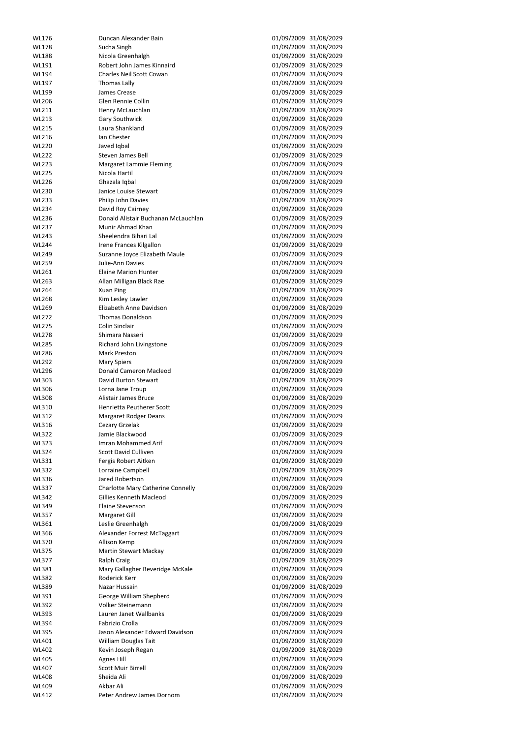| | | | |
|---|---|---|---|
| WL176 | Duncan Alexander Bain | 01/09/2009 | 31/08/2029 |
| WL178 | Sucha Singh | 01/09/2009 | 31/08/2029 |
| WL188 | Nicola Greenhalgh | 01/09/2009 | 31/08/2029 |
| WL191 | Robert John James Kinnaird | 01/09/2009 | 31/08/2029 |
| WL194 | Charles Neil Scott Cowan | 01/09/2009 | 31/08/2029 |
| WL197 | Thomas Lally | 01/09/2009 | 31/08/2029 |
| WL199 | James Crease | 01/09/2009 | 31/08/2029 |
| WL206 | Glen Rennie Collin | 01/09/2009 | 31/08/2029 |
| WL211 | Henry McLauchlan | 01/09/2009 | 31/08/2029 |
| WL213 | Gary Southwick | 01/09/2009 | 31/08/2029 |
| WL215 | Laura Shankland | 01/09/2009 | 31/08/2029 |
| WL216 | Ian Chester | 01/09/2009 | 31/08/2029 |
| WL220 | Javed Iqbal | 01/09/2009 | 31/08/2029 |
| WL222 | Steven James Bell | 01/09/2009 | 31/08/2029 |
| WL223 | Margaret Lammie Fleming | 01/09/2009 | 31/08/2029 |
| WL225 | Nicola Hartil | 01/09/2009 | 31/08/2029 |
| WL226 | Ghazala Iqbal | 01/09/2009 | 31/08/2029 |
| WL230 | Janice Louise Stewart | 01/09/2009 | 31/08/2029 |
| WL233 | Philip John Davies | 01/09/2009 | 31/08/2029 |
| WL234 | David Roy Cairney | 01/09/2009 | 31/08/2029 |
| WL236 | Donald Alistair Buchanan McLauchlan | 01/09/2009 | 31/08/2029 |
| WL237 | Munir Ahmad Khan | 01/09/2009 | 31/08/2029 |
| WL243 | Sheelendra Bihari Lal | 01/09/2009 | 31/08/2029 |
| WL244 | Irene Frances Kilgallon | 01/09/2009 | 31/08/2029 |
| WL249 | Suzanne Joyce Elizabeth Maule | 01/09/2009 | 31/08/2029 |
| WL259 | Julie-Ann Davies | 01/09/2009 | 31/08/2029 |
| WL261 | Elaine Marion Hunter | 01/09/2009 | 31/08/2029 |
| WL263 | Allan Milligan Black Rae | 01/09/2009 | 31/08/2029 |
| WL264 | Xuan Ping | 01/09/2009 | 31/08/2029 |
| WL268 | Kim Lesley Lawler | 01/09/2009 | 31/08/2029 |
| WL269 | Elizabeth Anne Davidson | 01/09/2009 | 31/08/2029 |
| WL272 | Thomas Donaldson | 01/09/2009 | 31/08/2029 |
| WL275 | Colin Sinclair | 01/09/2009 | 31/08/2029 |
| WL278 | Shimara Nasseri | 01/09/2009 | 31/08/2029 |
| WL285 | Richard John Livingstone | 01/09/2009 | 31/08/2029 |
| WL286 | Mark Preston | 01/09/2009 | 31/08/2029 |
| WL292 | Mary Spiers | 01/09/2009 | 31/08/2029 |
| WL296 | Donald Cameron Macleod | 01/09/2009 | 31/08/2029 |
| WL303 | David Burton Stewart | 01/09/2009 | 31/08/2029 |
| WL306 | Lorna Jane Troup | 01/09/2009 | 31/08/2029 |
| WL308 | Alistair James Bruce | 01/09/2009 | 31/08/2029 |
| WL310 | Henrietta Peutherer Scott | 01/09/2009 | 31/08/2029 |
| WL312 | Margaret Rodger Deans | 01/09/2009 | 31/08/2029 |
| WL316 | Cezary Grzelak | 01/09/2009 | 31/08/2029 |
| WL322 | Jamie Blackwood | 01/09/2009 | 31/08/2029 |
| WL323 | Imran Mohammed Arif | 01/09/2009 | 31/08/2029 |
| WL324 | Scott David Culliven | 01/09/2009 | 31/08/2029 |
| WL331 | Fergis Robert Aitken | 01/09/2009 | 31/08/2029 |
| WL332 | Lorraine Campbell | 01/09/2009 | 31/08/2029 |
| WL336 | Jared Robertson | 01/09/2009 | 31/08/2029 |
| WL337 | Charlotte Mary Catherine Connelly | 01/09/2009 | 31/08/2029 |
| WL342 | Gillies Kenneth Macleod | 01/09/2009 | 31/08/2029 |
| WL349 | Elaine Stevenson | 01/09/2009 | 31/08/2029 |
| WL357 | Margaret Gill | 01/09/2009 | 31/08/2029 |
| WL361 | Leslie Greenhalgh | 01/09/2009 | 31/08/2029 |
| WL366 | Alexander Forrest McTaggart | 01/09/2009 | 31/08/2029 |
| WL370 | Allison Kemp | 01/09/2009 | 31/08/2029 |
| WL375 | Martin Stewart Mackay | 01/09/2009 | 31/08/2029 |
| WL377 | Ralph Craig | 01/09/2009 | 31/08/2029 |
| WL381 | Mary Gallagher Beveridge McKale | 01/09/2009 | 31/08/2029 |
| WL382 | Roderick Kerr | 01/09/2009 | 31/08/2029 |
| WL389 | Nazar Hussain | 01/09/2009 | 31/08/2029 |
| WL391 | George William Shepherd | 01/09/2009 | 31/08/2029 |
| WL392 | Volker Steinemann | 01/09/2009 | 31/08/2029 |
| WL393 | Lauren Janet Wallbanks | 01/09/2009 | 31/08/2029 |
| WL394 | Fabrizio Crolla | 01/09/2009 | 31/08/2029 |
| WL395 | Jason Alexander Edward Davidson | 01/09/2009 | 31/08/2029 |
| WL401 | William Douglas Tait | 01/09/2009 | 31/08/2029 |
| WL402 | Kevin Joseph Regan | 01/09/2009 | 31/08/2029 |
| WL405 | Agnes Hill | 01/09/2009 | 31/08/2029 |
| WL407 | Scott Muir Birrell | 01/09/2009 | 31/08/2029 |
| WL408 | Sheida Ali | 01/09/2009 | 31/08/2029 |
| WL409 | Akbar Ali | 01/09/2009 | 31/08/2029 |
| WL412 | Peter Andrew James Dornom | 01/09/2009 | 31/08/2029 |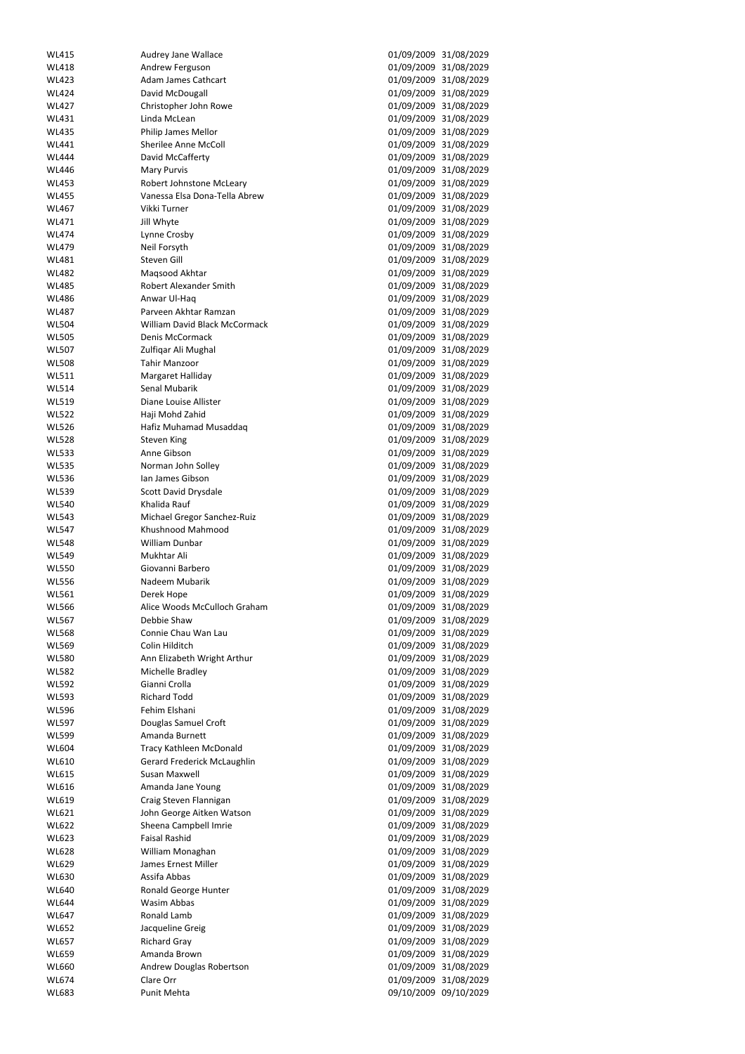| | | | |
|---|---|---|---|
| WL415 | Audrey Jane Wallace | 01/09/2009 | 31/08/2029 |
| WL418 | Andrew Ferguson | 01/09/2009 | 31/08/2029 |
| WL423 | Adam James Cathcart | 01/09/2009 | 31/08/2029 |
| WL424 | David McDougall | 01/09/2009 | 31/08/2029 |
| WL427 | Christopher John Rowe | 01/09/2009 | 31/08/2029 |
| WL431 | Linda McLean | 01/09/2009 | 31/08/2029 |
| WL435 | Philip James Mellor | 01/09/2009 | 31/08/2029 |
| WL441 | Sherilee Anne McColl | 01/09/2009 | 31/08/2029 |
| WL444 | David McCafferty | 01/09/2009 | 31/08/2029 |
| WL446 | Mary Purvis | 01/09/2009 | 31/08/2029 |
| WL453 | Robert Johnstone McLeary | 01/09/2009 | 31/08/2029 |
| WL455 | Vanessa Elsa Dona-Tella Abrew | 01/09/2009 | 31/08/2029 |
| WL467 | Vikki Turner | 01/09/2009 | 31/08/2029 |
| WL471 | Jill Whyte | 01/09/2009 | 31/08/2029 |
| WL474 | Lynne Crosby | 01/09/2009 | 31/08/2029 |
| WL479 | Neil Forsyth | 01/09/2009 | 31/08/2029 |
| WL481 | Steven Gill | 01/09/2009 | 31/08/2029 |
| WL482 | Maqsood Akhtar | 01/09/2009 | 31/08/2029 |
| WL485 | Robert Alexander Smith | 01/09/2009 | 31/08/2029 |
| WL486 | Anwar Ul-Haq | 01/09/2009 | 31/08/2029 |
| WL487 | Parveen Akhtar Ramzan | 01/09/2009 | 31/08/2029 |
| WL504 | William David Black McCormack | 01/09/2009 | 31/08/2029 |
| WL505 | Denis McCormack | 01/09/2009 | 31/08/2029 |
| WL507 | Zulfiqar Ali Mughal | 01/09/2009 | 31/08/2029 |
| WL508 | Tahir Manzoor | 01/09/2009 | 31/08/2029 |
| WL511 | Margaret Halliday | 01/09/2009 | 31/08/2029 |
| WL514 | Senal Mubarik | 01/09/2009 | 31/08/2029 |
| WL519 | Diane Louise Allister | 01/09/2009 | 31/08/2029 |
| WL522 | Haji Mohd Zahid | 01/09/2009 | 31/08/2029 |
| WL526 | Hafiz Muhamad Musaddaq | 01/09/2009 | 31/08/2029 |
| WL528 | Steven King | 01/09/2009 | 31/08/2029 |
| WL533 | Anne Gibson | 01/09/2009 | 31/08/2029 |
| WL535 | Norman John Solley | 01/09/2009 | 31/08/2029 |
| WL536 | Ian James Gibson | 01/09/2009 | 31/08/2029 |
| WL539 | Scott David Drysdale | 01/09/2009 | 31/08/2029 |
| WL540 | Khalida Rauf | 01/09/2009 | 31/08/2029 |
| WL543 | Michael Gregor Sanchez-Ruiz | 01/09/2009 | 31/08/2029 |
| WL547 | Khushnood Mahmood | 01/09/2009 | 31/08/2029 |
| WL548 | William Dunbar | 01/09/2009 | 31/08/2029 |
| WL549 | Mukhtar Ali | 01/09/2009 | 31/08/2029 |
| WL550 | Giovanni Barbero | 01/09/2009 | 31/08/2029 |
| WL556 | Nadeem Mubarik | 01/09/2009 | 31/08/2029 |
| WL561 | Derek Hope | 01/09/2009 | 31/08/2029 |
| WL566 | Alice Woods McCulloch Graham | 01/09/2009 | 31/08/2029 |
| WL567 | Debbie Shaw | 01/09/2009 | 31/08/2029 |
| WL568 | Connie Chau Wan Lau | 01/09/2009 | 31/08/2029 |
| WL569 | Colin Hilditch | 01/09/2009 | 31/08/2029 |
| WL580 | Ann Elizabeth Wright Arthur | 01/09/2009 | 31/08/2029 |
| WL582 | Michelle Bradley | 01/09/2009 | 31/08/2029 |
| WL592 | Gianni Crolla | 01/09/2009 | 31/08/2029 |
| WL593 | Richard Todd | 01/09/2009 | 31/08/2029 |
| WL596 | Fehim Elshani | 01/09/2009 | 31/08/2029 |
| WL597 | Douglas Samuel Croft | 01/09/2009 | 31/08/2029 |
| WL599 | Amanda Burnett | 01/09/2009 | 31/08/2029 |
| WL604 | Tracy Kathleen McDonald | 01/09/2009 | 31/08/2029 |
| WL610 | Gerard Frederick McLaughlin | 01/09/2009 | 31/08/2029 |
| WL615 | Susan Maxwell | 01/09/2009 | 31/08/2029 |
| WL616 | Amanda Jane Young | 01/09/2009 | 31/08/2029 |
| WL619 | Craig Steven Flannigan | 01/09/2009 | 31/08/2029 |
| WL621 | John George Aitken Watson | 01/09/2009 | 31/08/2029 |
| WL622 | Sheena Campbell Imrie | 01/09/2009 | 31/08/2029 |
| WL623 | Faisal Rashid | 01/09/2009 | 31/08/2029 |
| WL628 | William Monaghan | 01/09/2009 | 31/08/2029 |
| WL629 | James Ernest Miller | 01/09/2009 | 31/08/2029 |
| WL630 | Assifa Abbas | 01/09/2009 | 31/08/2029 |
| WL640 | Ronald George Hunter | 01/09/2009 | 31/08/2029 |
| WL644 | Wasim Abbas | 01/09/2009 | 31/08/2029 |
| WL647 | Ronald Lamb | 01/09/2009 | 31/08/2029 |
| WL652 | Jacqueline Greig | 01/09/2009 | 31/08/2029 |
| WL657 | Richard Gray | 01/09/2009 | 31/08/2029 |
| WL659 | Amanda Brown | 01/09/2009 | 31/08/2029 |
| WL660 | Andrew Douglas Robertson | 01/09/2009 | 31/08/2029 |
| WL674 | Clare Orr | 01/09/2009 | 31/08/2029 |
| WL683 | Punit Mehta | 09/10/2009 | 09/10/2029 |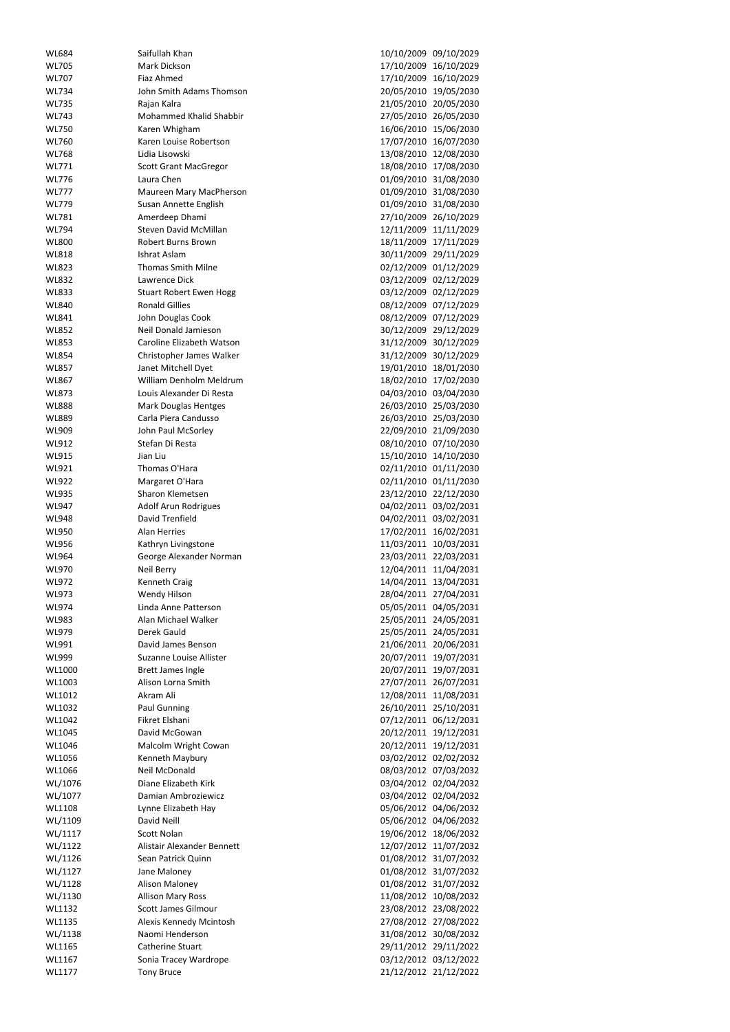| | | | |
|---|---|---|---|
| WL684 | Saifullah Khan | 10/10/2009 | 09/10/2029 |
| WL705 | Mark Dickson | 17/10/2009 | 16/10/2029 |
| WL707 | Fiaz Ahmed | 17/10/2009 | 16/10/2029 |
| WL734 | John Smith Adams Thomson | 20/05/2010 | 19/05/2030 |
| WL735 | Rajan Kalra | 21/05/2010 | 20/05/2030 |
| WL743 | Mohammed Khalid Shabbir | 27/05/2010 | 26/05/2030 |
| WL750 | Karen Whigham | 16/06/2010 | 15/06/2030 |
| WL760 | Karen Louise Robertson | 17/07/2010 | 16/07/2030 |
| WL768 | Lidia Lisowski | 13/08/2010 | 12/08/2030 |
| WL771 | Scott Grant MacGregor | 18/08/2010 | 17/08/2030 |
| WL776 | Laura Chen | 01/09/2010 | 31/08/2030 |
| WL777 | Maureen Mary MacPherson | 01/09/2010 | 31/08/2030 |
| WL779 | Susan Annette English | 01/09/2010 | 31/08/2030 |
| WL781 | Amerdeep Dhami | 27/10/2009 | 26/10/2029 |
| WL794 | Steven David McMillan | 12/11/2009 | 11/11/2029 |
| WL800 | Robert Burns Brown | 18/11/2009 | 17/11/2029 |
| WL818 | Ishrat Aslam | 30/11/2009 | 29/11/2029 |
| WL823 | Thomas Smith Milne | 02/12/2009 | 01/12/2029 |
| WL832 | Lawrence Dick | 03/12/2009 | 02/12/2029 |
| WL833 | Stuart Robert Ewen Hogg | 03/12/2009 | 02/12/2029 |
| WL840 | Ronald Gillies | 08/12/2009 | 07/12/2029 |
| WL841 | John Douglas Cook | 08/12/2009 | 07/12/2029 |
| WL852 | Neil Donald Jamieson | 30/12/2009 | 29/12/2029 |
| WL853 | Caroline Elizabeth Watson | 31/12/2009 | 30/12/2029 |
| WL854 | Christopher James Walker | 31/12/2009 | 30/12/2029 |
| WL857 | Janet Mitchell Dyet | 19/01/2010 | 18/01/2030 |
| WL867 | William Denholm Meldrum | 18/02/2010 | 17/02/2030 |
| WL873 | Louis Alexander Di Resta | 04/03/2010 | 03/04/2030 |
| WL888 | Mark Douglas Hentges | 26/03/2010 | 25/03/2030 |
| WL889 | Carla Piera Candusso | 26/03/2010 | 25/03/2030 |
| WL909 | John Paul McSorley | 22/09/2010 | 21/09/2030 |
| WL912 | Stefan Di Resta | 08/10/2010 | 07/10/2030 |
| WL915 | Jian Liu | 15/10/2010 | 14/10/2030 |
| WL921 | Thomas O'Hara | 02/11/2010 | 01/11/2030 |
| WL922 | Margaret O'Hara | 02/11/2010 | 01/11/2030 |
| WL935 | Sharon Klemetsen | 23/12/2010 | 22/12/2030 |
| WL947 | Adolf Arun Rodrigues | 04/02/2011 | 03/02/2031 |
| WL948 | David Trenfield | 04/02/2011 | 03/02/2031 |
| WL950 | Alan Herries | 17/02/2011 | 16/02/2031 |
| WL956 | Kathryn Livingstone | 11/03/2011 | 10/03/2031 |
| WL964 | George Alexander Norman | 23/03/2011 | 22/03/2031 |
| WL970 | Neil Berry | 12/04/2011 | 11/04/2031 |
| WL972 | Kenneth Craig | 14/04/2011 | 13/04/2031 |
| WL973 | Wendy Hilson | 28/04/2011 | 27/04/2031 |
| WL974 | Linda Anne Patterson | 05/05/2011 | 04/05/2031 |
| WL983 | Alan Michael Walker | 25/05/2011 | 24/05/2031 |
| WL979 | Derek Gauld | 25/05/2011 | 24/05/2031 |
| WL991 | David James Benson | 21/06/2011 | 20/06/2031 |
| WL999 | Suzanne Louise Allister | 20/07/2011 | 19/07/2031 |
| WL1000 | Brett James Ingle | 20/07/2011 | 19/07/2031 |
| WL1003 | Alison Lorna Smith | 27/07/2011 | 26/07/2031 |
| WL1012 | Akram Ali | 12/08/2011 | 11/08/2031 |
| WL1032 | Paul Gunning | 26/10/2011 | 25/10/2031 |
| WL1042 | Fikret Elshani | 07/12/2011 | 06/12/2031 |
| WL1045 | David McGowan | 20/12/2011 | 19/12/2031 |
| WL1046 | Malcolm Wright Cowan | 20/12/2011 | 19/12/2031 |
| WL1056 | Kenneth Maybury | 03/02/2012 | 02/02/2032 |
| WL1066 | Neil McDonald | 08/03/2012 | 07/03/2032 |
| WL/1076 | Diane Elizabeth Kirk | 03/04/2012 | 02/04/2032 |
| WL/1077 | Damian Ambroziewicz | 03/04/2012 | 02/04/2032 |
| WL1108 | Lynne Elizabeth Hay | 05/06/2012 | 04/06/2032 |
| WL/1109 | David Neill | 05/06/2012 | 04/06/2032 |
| WL/1117 | Scott Nolan | 19/06/2012 | 18/06/2032 |
| WL/1122 | Alistair Alexander Bennett | 12/07/2012 | 11/07/2032 |
| WL/1126 | Sean Patrick Quinn | 01/08/2012 | 31/07/2032 |
| WL/1127 | Jane Maloney | 01/08/2012 | 31/07/2032 |
| WL/1128 | Alison Maloney | 01/08/2012 | 31/07/2032 |
| WL/1130 | Allison Mary Ross | 11/08/2012 | 10/08/2032 |
| WL1132 | Scott James Gilmour | 23/08/2012 | 23/08/2022 |
| WL1135 | Alexis Kennedy Mcintosh | 27/08/2012 | 27/08/2022 |
| WL/1138 | Naomi Henderson | 31/08/2012 | 30/08/2032 |
| WL1165 | Catherine Stuart | 29/11/2012 | 29/11/2022 |
| WL1167 | Sonia Tracey Wardrope | 03/12/2012 | 03/12/2022 |
| WL1177 | Tony Bruce | 21/12/2012 | 21/12/2022 |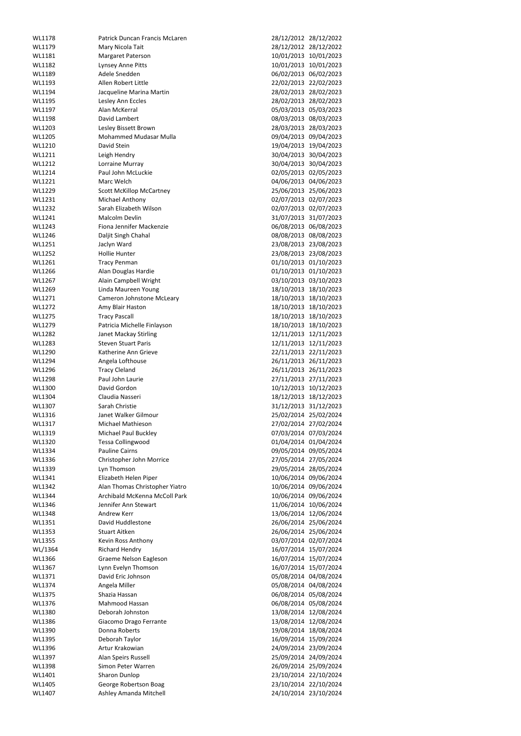| | | | |
|---|---|---|---|
| WL1178 | Patrick Duncan Francis McLaren | 28/12/2012 | 28/12/2022 |
| WL1179 | Mary Nicola Tait | 28/12/2012 | 28/12/2022 |
| WL1181 | Margaret Paterson | 10/01/2013 | 10/01/2023 |
| WL1182 | Lynsey Anne Pitts | 10/01/2013 | 10/01/2023 |
| WL1189 | Adele Snedden | 06/02/2013 | 06/02/2023 |
| WL1193 | Allen Robert Little | 22/02/2013 | 22/02/2023 |
| WL1194 | Jacqueline Marina Martin | 28/02/2013 | 28/02/2023 |
| WL1195 | Lesley Ann Eccles | 28/02/2013 | 28/02/2023 |
| WL1197 | Alan McKerral | 05/03/2013 | 05/03/2023 |
| WL1198 | David Lambert | 08/03/2013 | 08/03/2023 |
| WL1203 | Lesley Bissett Brown | 28/03/2013 | 28/03/2023 |
| WL1205 | Mohammed Mudasar Mulla | 09/04/2013 | 09/04/2023 |
| WL1210 | David Stein | 19/04/2013 | 19/04/2023 |
| WL1211 | Leigh Hendry | 30/04/2013 | 30/04/2023 |
| WL1212 | Lorraine Murray | 30/04/2013 | 30/04/2023 |
| WL1214 | Paul John McLuckie | 02/05/2013 | 02/05/2023 |
| WL1221 | Marc Welch | 04/06/2013 | 04/06/2023 |
| WL1229 | Scott McKillop McCartney | 25/06/2013 | 25/06/2023 |
| WL1231 | Michael Anthony | 02/07/2013 | 02/07/2023 |
| WL1232 | Sarah Elizabeth Wilson | 02/07/2013 | 02/07/2023 |
| WL1241 | Malcolm Devlin | 31/07/2013 | 31/07/2023 |
| WL1243 | Fiona Jennifer Mackenzie | 06/08/2013 | 06/08/2023 |
| WL1246 | Daljit Singh Chahal | 08/08/2013 | 08/08/2023 |
| WL1251 | Jaclyn Ward | 23/08/2013 | 23/08/2023 |
| WL1252 | Hollie Hunter | 23/08/2013 | 23/08/2023 |
| WL1261 | Tracy Penman | 01/10/2013 | 01/10/2023 |
| WL1266 | Alan Douglas Hardie | 01/10/2013 | 01/10/2023 |
| WL1267 | Alain Campbell Wright | 03/10/2013 | 03/10/2023 |
| WL1269 | Linda Maureen Young | 18/10/2013 | 18/10/2023 |
| WL1271 | Cameron Johnstone McLeary | 18/10/2013 | 18/10/2023 |
| WL1272 | Amy Blair Haston | 18/10/2013 | 18/10/2023 |
| WL1275 | Tracy Pascall | 18/10/2013 | 18/10/2023 |
| WL1279 | Patricia Michelle Finlayson | 18/10/2013 | 18/10/2023 |
| WL1282 | Janet Mackay Stirling | 12/11/2013 | 12/11/2023 |
| WL1283 | Steven Stuart Paris | 12/11/2013 | 12/11/2023 |
| WL1290 | Katherine Ann Grieve | 22/11/2013 | 22/11/2023 |
| WL1294 | Angela Lofthouse | 26/11/2013 | 26/11/2023 |
| WL1296 | Tracy Cleland | 26/11/2013 | 26/11/2023 |
| WL1298 | Paul John Laurie | 27/11/2013 | 27/11/2023 |
| WL1300 | David Gordon | 10/12/2013 | 10/12/2023 |
| WL1304 | Claudia Nasseri | 18/12/2013 | 18/12/2023 |
| WL1307 | Sarah Christie | 31/12/2013 | 31/12/2023 |
| WL1316 | Janet Walker Gilmour | 25/02/2014 | 25/02/2024 |
| WL1317 | Michael Mathieson | 27/02/2014 | 27/02/2024 |
| WL1319 | Michael Paul Buckley | 07/03/2014 | 07/03/2024 |
| WL1320 | Tessa Collingwood | 01/04/2014 | 01/04/2024 |
| WL1334 | Pauline Cairns | 09/05/2014 | 09/05/2024 |
| WL1336 | Christopher John Morrice | 27/05/2014 | 27/05/2024 |
| WL1339 | Lyn Thomson | 29/05/2014 | 28/05/2024 |
| WL1341 | Elizabeth Helen Piper | 10/06/2014 | 09/06/2024 |
| WL1342 | Alan Thomas Christopher Yiatro | 10/06/2014 | 09/06/2024 |
| WL1344 | Archibald McKenna McColl Park | 10/06/2014 | 09/06/2024 |
| WL1346 | Jennifer Ann Stewart | 11/06/2014 | 10/06/2024 |
| WL1348 | Andrew Kerr | 13/06/2014 | 12/06/2024 |
| WL1351 | David Huddlestone | 26/06/2014 | 25/06/2024 |
| WL1353 | Stuart Aitken | 26/06/2014 | 25/06/2024 |
| WL1355 | Kevin Ross Anthony | 03/07/2014 | 02/07/2024 |
| WL/1364 | Richard Hendry | 16/07/2014 | 15/07/2024 |
| WL1366 | Graeme Nelson Eagleson | 16/07/2014 | 15/07/2024 |
| WL1367 | Lynn Evelyn Thomson | 16/07/2014 | 15/07/2024 |
| WL1371 | David Eric Johnson | 05/08/2014 | 04/08/2024 |
| WL1374 | Angela Miller | 05/08/2014 | 04/08/2024 |
| WL1375 | Shazia Hassan | 06/08/2014 | 05/08/2024 |
| WL1376 | Mahmood Hassan | 06/08/2014 | 05/08/2024 |
| WL1380 | Deborah Johnston | 13/08/2014 | 12/08/2024 |
| WL1386 | Giacomo Drago Ferrante | 13/08/2014 | 12/08/2024 |
| WL1390 | Donna Roberts | 19/08/2014 | 18/08/2024 |
| WL1395 | Deborah Taylor | 16/09/2014 | 15/09/2024 |
| WL1396 | Artur Krakowian | 24/09/2014 | 23/09/2024 |
| WL1397 | Alan Speirs Russell | 25/09/2014 | 24/09/2024 |
| WL1398 | Simon Peter Warren | 26/09/2014 | 25/09/2024 |
| WL1401 | Sharon Dunlop | 23/10/2014 | 22/10/2024 |
| WL1405 | George Robertson Boag | 23/10/2014 | 22/10/2024 |
| WL1407 | Ashley Amanda Mitchell | 24/10/2014 | 23/10/2024 |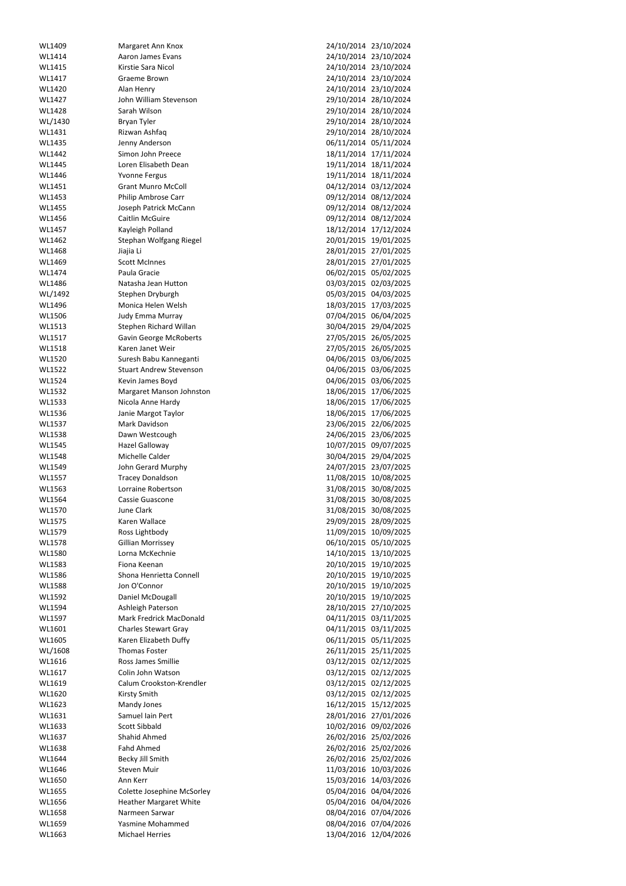| | | | |
|---|---|---|---|
| WL1409 | Margaret Ann Knox | 24/10/2014 | 23/10/2024 |
| WL1414 | Aaron James Evans | 24/10/2014 | 23/10/2024 |
| WL1415 | Kirstie Sara Nicol | 24/10/2014 | 23/10/2024 |
| WL1417 | Graeme Brown | 24/10/2014 | 23/10/2024 |
| WL1420 | Alan Henry | 24/10/2014 | 23/10/2024 |
| WL1427 | John William Stevenson | 29/10/2014 | 28/10/2024 |
| WL1428 | Sarah Wilson | 29/10/2014 | 28/10/2024 |
| WL/1430 | Bryan Tyler | 29/10/2014 | 28/10/2024 |
| WL1431 | Rizwan Ashfaq | 29/10/2014 | 28/10/2024 |
| WL1435 | Jenny Anderson | 06/11/2014 | 05/11/2024 |
| WL1442 | Simon John Preece | 18/11/2014 | 17/11/2024 |
| WL1445 | Loren Elisabeth Dean | 19/11/2014 | 18/11/2024 |
| WL1446 | Yvonne Fergus | 19/11/2014 | 18/11/2024 |
| WL1451 | Grant Munro McColl | 04/12/2014 | 03/12/2024 |
| WL1453 | Philip Ambrose Carr | 09/12/2014 | 08/12/2024 |
| WL1455 | Joseph Patrick McCann | 09/12/2014 | 08/12/2024 |
| WL1456 | Caitlin McGuire | 09/12/2014 | 08/12/2024 |
| WL1457 | Kayleigh Polland | 18/12/2014 | 17/12/2024 |
| WL1462 | Stephan Wolfgang Riegel | 20/01/2015 | 19/01/2025 |
| WL1468 | Jiajia Li | 28/01/2015 | 27/01/2025 |
| WL1469 | Scott McInnes | 28/01/2015 | 27/01/2025 |
| WL1474 | Paula Gracie | 06/02/2015 | 05/02/2025 |
| WL1486 | Natasha Jean Hutton | 03/03/2015 | 02/03/2025 |
| WL/1492 | Stephen Dryburgh | 05/03/2015 | 04/03/2025 |
| WL1496 | Monica Helen Welsh | 18/03/2015 | 17/03/2025 |
| WL1506 | Judy Emma Murray | 07/04/2015 | 06/04/2025 |
| WL1513 | Stephen Richard Willan | 30/04/2015 | 29/04/2025 |
| WL1517 | Gavin George McRoberts | 27/05/2015 | 26/05/2025 |
| WL1518 | Karen Janet Weir | 27/05/2015 | 26/05/2025 |
| WL1520 | Suresh Babu Kanneganti | 04/06/2015 | 03/06/2025 |
| WL1522 | Stuart Andrew Stevenson | 04/06/2015 | 03/06/2025 |
| WL1524 | Kevin James Boyd | 04/06/2015 | 03/06/2025 |
| WL1532 | Margaret Manson Johnston | 18/06/2015 | 17/06/2025 |
| WL1533 | Nicola Anne Hardy | 18/06/2015 | 17/06/2025 |
| WL1536 | Janie Margot Taylor | 18/06/2015 | 17/06/2025 |
| WL1537 | Mark Davidson | 23/06/2015 | 22/06/2025 |
| WL1538 | Dawn Westcough | 24/06/2015 | 23/06/2025 |
| WL1545 | Hazel Galloway | 10/07/2015 | 09/07/2025 |
| WL1548 | Michelle Calder | 30/04/2015 | 29/04/2025 |
| WL1549 | John Gerard Murphy | 24/07/2015 | 23/07/2025 |
| WL1557 | Tracey Donaldson | 11/08/2015 | 10/08/2025 |
| WL1563 | Lorraine Robertson | 31/08/2015 | 30/08/2025 |
| WL1564 | Cassie Guascone | 31/08/2015 | 30/08/2025 |
| WL1570 | June Clark | 31/08/2015 | 30/08/2025 |
| WL1575 | Karen Wallace | 29/09/2015 | 28/09/2025 |
| WL1579 | Ross Lightbody | 11/09/2015 | 10/09/2025 |
| WL1578 | Gillian Morrissey | 06/10/2015 | 05/10/2025 |
| WL1580 | Lorna McKechnie | 14/10/2015 | 13/10/2025 |
| WL1583 | Fiona Keenan | 20/10/2015 | 19/10/2025 |
| WL1586 | Shona Henrietta Connell | 20/10/2015 | 19/10/2025 |
| WL1588 | Jon O'Connor | 20/10/2015 | 19/10/2025 |
| WL1592 | Daniel McDougall | 20/10/2015 | 19/10/2025 |
| WL1594 | Ashleigh Paterson | 28/10/2015 | 27/10/2025 |
| WL1597 | Mark Fredrick MacDonald | 04/11/2015 | 03/11/2025 |
| WL1601 | Charles Stewart Gray | 04/11/2015 | 03/11/2025 |
| WL1605 | Karen Elizabeth Duffy | 06/11/2015 | 05/11/2025 |
| WL/1608 | Thomas Foster | 26/11/2015 | 25/11/2025 |
| WL1616 | Ross James Smillie | 03/12/2015 | 02/12/2025 |
| WL1617 | Colin John Watson | 03/12/2015 | 02/12/2025 |
| WL1619 | Calum Crookston-Krendler | 03/12/2015 | 02/12/2025 |
| WL1620 | Kirsty Smith | 03/12/2015 | 02/12/2025 |
| WL1623 | Mandy Jones | 16/12/2015 | 15/12/2025 |
| WL1631 | Samuel Iain Pert | 28/01/2016 | 27/01/2026 |
| WL1633 | Scott Sibbald | 10/02/2016 | 09/02/2026 |
| WL1637 | Shahid Ahmed | 26/02/2016 | 25/02/2026 |
| WL1638 | Fahd Ahmed | 26/02/2016 | 25/02/2026 |
| WL1644 | Becky Jill Smith | 26/02/2016 | 25/02/2026 |
| WL1646 | Steven Muir | 11/03/2016 | 10/03/2026 |
| WL1650 | Ann Kerr | 15/03/2016 | 14/03/2026 |
| WL1655 | Colette Josephine McSorley | 05/04/2016 | 04/04/2026 |
| WL1656 | Heather Margaret White | 05/04/2016 | 04/04/2026 |
| WL1658 | Narmeen Sarwar | 08/04/2016 | 07/04/2026 |
| WL1659 | Yasmine Mohammed | 08/04/2016 | 07/04/2026 |
| WL1663 | Michael Herries | 13/04/2016 | 12/04/2026 |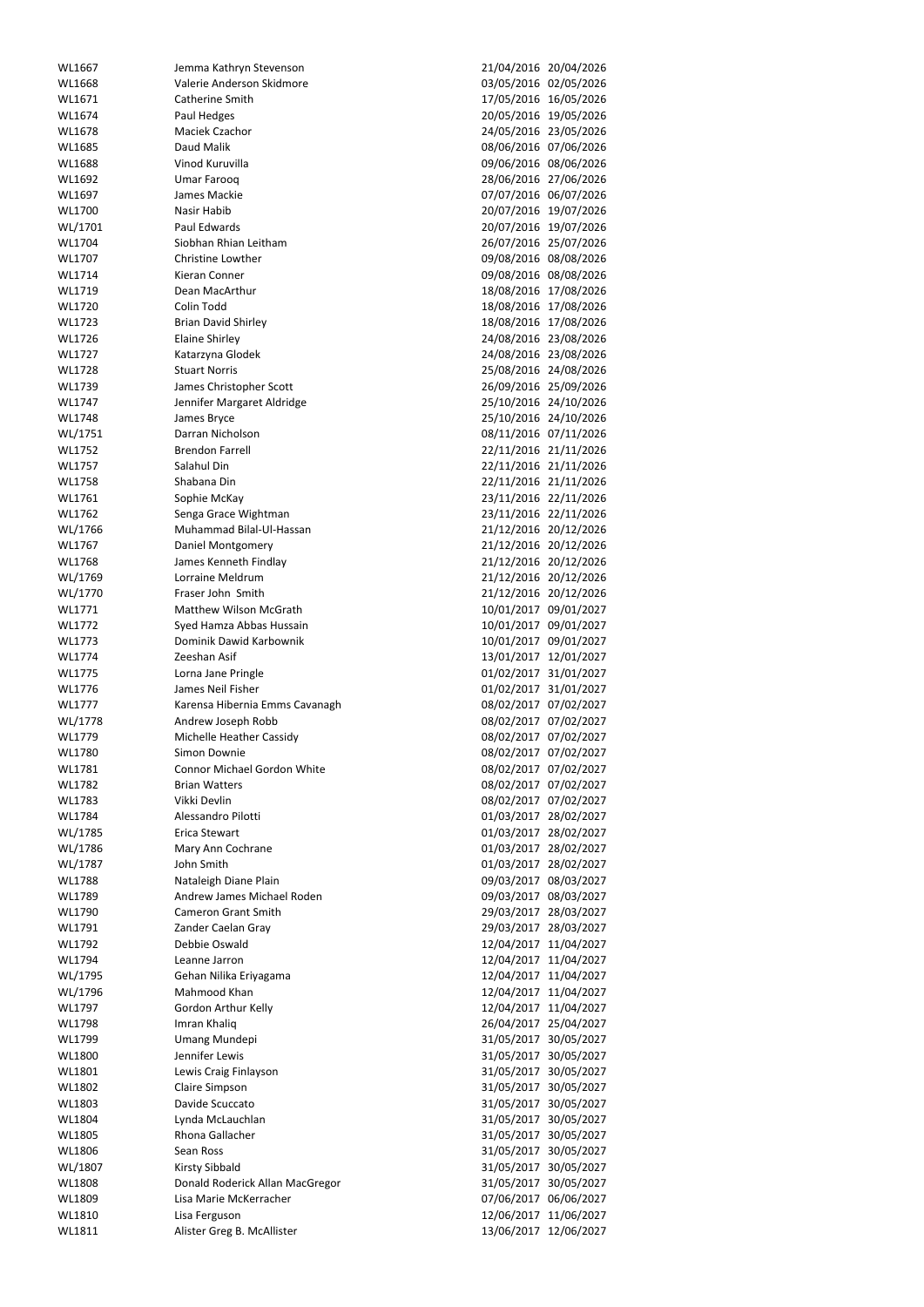| | | | |
|---|---|---|---|
| WL1667 | Jemma Kathryn Stevenson | 21/04/2016 | 20/04/2026 |
| WL1668 | Valerie Anderson Skidmore | 03/05/2016 | 02/05/2026 |
| WL1671 | Catherine Smith | 17/05/2016 | 16/05/2026 |
| WL1674 | Paul Hedges | 20/05/2016 | 19/05/2026 |
| WL1678 | Maciek Czachor | 24/05/2016 | 23/05/2026 |
| WL1685 | Daud Malik | 08/06/2016 | 07/06/2026 |
| WL1688 | Vinod Kuruvilla | 09/06/2016 | 08/06/2026 |
| WL1692 | Umar Farooq | 28/06/2016 | 27/06/2026 |
| WL1697 | James Mackie | 07/07/2016 | 06/07/2026 |
| WL1700 | Nasir Habib | 20/07/2016 | 19/07/2026 |
| WL/1701 | Paul Edwards | 20/07/2016 | 19/07/2026 |
| WL1704 | Siobhan Rhian Leitham | 26/07/2016 | 25/07/2026 |
| WL1707 | Christine Lowther | 09/08/2016 | 08/08/2026 |
| WL1714 | Kieran Conner | 09/08/2016 | 08/08/2026 |
| WL1719 | Dean MacArthur | 18/08/2016 | 17/08/2026 |
| WL1720 | Colin Todd | 18/08/2016 | 17/08/2026 |
| WL1723 | Brian David Shirley | 18/08/2016 | 17/08/2026 |
| WL1726 | Elaine Shirley | 24/08/2016 | 23/08/2026 |
| WL1727 | Katarzyna Glodek | 24/08/2016 | 23/08/2026 |
| WL1728 | Stuart Norris | 25/08/2016 | 24/08/2026 |
| WL1739 | James Christopher Scott | 26/09/2016 | 25/09/2026 |
| WL1747 | Jennifer Margaret Aldridge | 25/10/2016 | 24/10/2026 |
| WL1748 | James Bryce | 25/10/2016 | 24/10/2026 |
| WL/1751 | Darran Nicholson | 08/11/2016 | 07/11/2026 |
| WL1752 | Brendon Farrell | 22/11/2016 | 21/11/2026 |
| WL1757 | Salahul Din | 22/11/2016 | 21/11/2026 |
| WL1758 | Shabana Din | 22/11/2016 | 21/11/2026 |
| WL1761 | Sophie McKay | 23/11/2016 | 22/11/2026 |
| WL1762 | Senga Grace Wightman | 23/11/2016 | 22/11/2026 |
| WL/1766 | Muhammad Bilal-Ul-Hassan | 21/12/2016 | 20/12/2026 |
| WL1767 | Daniel Montgomery | 21/12/2016 | 20/12/2026 |
| WL1768 | James Kenneth Findlay | 21/12/2016 | 20/12/2026 |
| WL/1769 | Lorraine Meldrum | 21/12/2016 | 20/12/2026 |
| WL/1770 | Fraser John Smith | 21/12/2016 | 20/12/2026 |
| WL1771 | Matthew Wilson McGrath | 10/01/2017 | 09/01/2027 |
| WL1772 | Syed Hamza Abbas Hussain | 10/01/2017 | 09/01/2027 |
| WL1773 | Dominik Dawid Karbownik | 10/01/2017 | 09/01/2027 |
| WL1774 | Zeeshan Asif | 13/01/2017 | 12/01/2027 |
| WL1775 | Lorna Jane Pringle | 01/02/2017 | 31/01/2027 |
| WL1776 | James Neil Fisher | 01/02/2017 | 31/01/2027 |
| WL1777 | Karensa Hibernia Emms Cavanagh | 08/02/2017 | 07/02/2027 |
| WL/1778 | Andrew Joseph Robb | 08/02/2017 | 07/02/2027 |
| WL1779 | Michelle Heather Cassidy | 08/02/2017 | 07/02/2027 |
| WL1780 | Simon Downie | 08/02/2017 | 07/02/2027 |
| WL1781 | Connor Michael Gordon White | 08/02/2017 | 07/02/2027 |
| WL1782 | Brian Watters | 08/02/2017 | 07/02/2027 |
| WL1783 | Vikki Devlin | 08/02/2017 | 07/02/2027 |
| WL1784 | Alessandro Pilotti | 01/03/2017 | 28/02/2027 |
| WL/1785 | Erica Stewart | 01/03/2017 | 28/02/2027 |
| WL/1786 | Mary Ann Cochrane | 01/03/2017 | 28/02/2027 |
| WL/1787 | John Smith | 01/03/2017 | 28/02/2027 |
| WL1788 | Nataleigh Diane Plain | 09/03/2017 | 08/03/2027 |
| WL1789 | Andrew James Michael Roden | 09/03/2017 | 08/03/2027 |
| WL1790 | Cameron Grant Smith | 29/03/2017 | 28/03/2027 |
| WL1791 | Zander Caelan Gray | 29/03/2017 | 28/03/2027 |
| WL1792 | Debbie Oswald | 12/04/2017 | 11/04/2027 |
| WL1794 | Leanne Jarron | 12/04/2017 | 11/04/2027 |
| WL/1795 | Gehan Nilika Eriyagama | 12/04/2017 | 11/04/2027 |
| WL/1796 | Mahmood Khan | 12/04/2017 | 11/04/2027 |
| WL1797 | Gordon Arthur Kelly | 12/04/2017 | 11/04/2027 |
| WL1798 | Imran Khaliq | 26/04/2017 | 25/04/2027 |
| WL1799 | Umang Mundepi | 31/05/2017 | 30/05/2027 |
| WL1800 | Jennifer Lewis | 31/05/2017 | 30/05/2027 |
| WL1801 | Lewis Craig Finlayson | 31/05/2017 | 30/05/2027 |
| WL1802 | Claire Simpson | 31/05/2017 | 30/05/2027 |
| WL1803 | Davide Scuccato | 31/05/2017 | 30/05/2027 |
| WL1804 | Lynda McLauchlan | 31/05/2017 | 30/05/2027 |
| WL1805 | Rhona Gallacher | 31/05/2017 | 30/05/2027 |
| WL1806 | Sean Ross | 31/05/2017 | 30/05/2027 |
| WL/1807 | Kirsty Sibbald | 31/05/2017 | 30/05/2027 |
| WL1808 | Donald Roderick Allan MacGregor | 31/05/2017 | 30/05/2027 |
| WL1809 | Lisa Marie McKerracher | 07/06/2017 | 06/06/2027 |
| WL1810 | Lisa Ferguson | 12/06/2017 | 11/06/2027 |
| WL1811 | Alister Greg B. McAllister | 13/06/2017 | 12/06/2027 |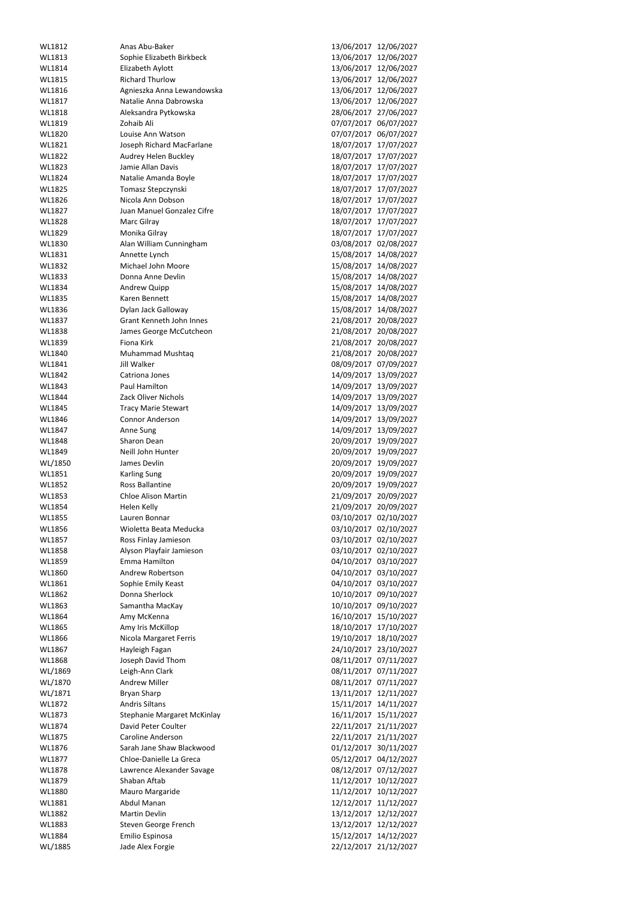| | | | |
|---|---|---|---|
| WL1812 | Anas Abu-Baker | 13/06/2017 | 12/06/2027 |
| WL1813 | Sophie Elizabeth Birkbeck | 13/06/2017 | 12/06/2027 |
| WL1814 | Elizabeth Aylott | 13/06/2017 | 12/06/2027 |
| WL1815 | Richard Thurlow | 13/06/2017 | 12/06/2027 |
| WL1816 | Agnieszka Anna Lewandowska | 13/06/2017 | 12/06/2027 |
| WL1817 | Natalie Anna Dabrowska | 13/06/2017 | 12/06/2027 |
| WL1818 | Aleksandra Pytkowska | 28/06/2017 | 27/06/2027 |
| WL1819 | Zohaib Ali | 07/07/2017 | 06/07/2027 |
| WL1820 | Louise Ann Watson | 07/07/2017 | 06/07/2027 |
| WL1821 | Joseph Richard MacFarlane | 18/07/2017 | 17/07/2027 |
| WL1822 | Audrey Helen Buckley | 18/07/2017 | 17/07/2027 |
| WL1823 | Jamie Allan Davis | 18/07/2017 | 17/07/2027 |
| WL1824 | Natalie Amanda Boyle | 18/07/2017 | 17/07/2027 |
| WL1825 | Tomasz Stepczynski | 18/07/2017 | 17/07/2027 |
| WL1826 | Nicola Ann Dobson | 18/07/2017 | 17/07/2027 |
| WL1827 | Juan Manuel Gonzalez Cifre | 18/07/2017 | 17/07/2027 |
| WL1828 | Marc Gilray | 18/07/2017 | 17/07/2027 |
| WL1829 | Monika Gilray | 18/07/2017 | 17/07/2027 |
| WL1830 | Alan William Cunningham | 03/08/2017 | 02/08/2027 |
| WL1831 | Annette Lynch | 15/08/2017 | 14/08/2027 |
| WL1832 | Michael John Moore | 15/08/2017 | 14/08/2027 |
| WL1833 | Donna Anne Devlin | 15/08/2017 | 14/08/2027 |
| WL1834 | Andrew Quipp | 15/08/2017 | 14/08/2027 |
| WL1835 | Karen Bennett | 15/08/2017 | 14/08/2027 |
| WL1836 | Dylan Jack Galloway | 15/08/2017 | 14/08/2027 |
| WL1837 | Grant Kenneth John Innes | 21/08/2017 | 20/08/2027 |
| WL1838 | James George McCutcheon | 21/08/2017 | 20/08/2027 |
| WL1839 | Fiona Kirk | 21/08/2017 | 20/08/2027 |
| WL1840 | Muhammad Mushtaq | 21/08/2017 | 20/08/2027 |
| WL1841 | Jill Walker | 08/09/2017 | 07/09/2027 |
| WL1842 | Catriona Jones | 14/09/2017 | 13/09/2027 |
| WL1843 | Paul Hamilton | 14/09/2017 | 13/09/2027 |
| WL1844 | Zack Oliver Nichols | 14/09/2017 | 13/09/2027 |
| WL1845 | Tracy Marie Stewart | 14/09/2017 | 13/09/2027 |
| WL1846 | Connor Anderson | 14/09/2017 | 13/09/2027 |
| WL1847 | Anne Sung | 14/09/2017 | 13/09/2027 |
| WL1848 | Sharon Dean | 20/09/2017 | 19/09/2027 |
| WL1849 | Neill John Hunter | 20/09/2017 | 19/09/2027 |
| WL/1850 | James Devlin | 20/09/2017 | 19/09/2027 |
| WL1851 | Karling Sung | 20/09/2017 | 19/09/2027 |
| WL1852 | Ross Ballantine | 20/09/2017 | 19/09/2027 |
| WL1853 | Chloe Alison Martin | 21/09/2017 | 20/09/2027 |
| WL1854 | Helen Kelly | 21/09/2017 | 20/09/2027 |
| WL1855 | Lauren Bonnar | 03/10/2017 | 02/10/2027 |
| WL1856 | Wioletta Beata Meducka | 03/10/2017 | 02/10/2027 |
| WL1857 | Ross Finlay Jamieson | 03/10/2017 | 02/10/2027 |
| WL1858 | Alyson Playfair Jamieson | 03/10/2017 | 02/10/2027 |
| WL1859 | Emma Hamilton | 04/10/2017 | 03/10/2027 |
| WL1860 | Andrew Robertson | 04/10/2017 | 03/10/2027 |
| WL1861 | Sophie Emily Keast | 04/10/2017 | 03/10/2027 |
| WL1862 | Donna Sherlock | 10/10/2017 | 09/10/2027 |
| WL1863 | Samantha MacKay | 10/10/2017 | 09/10/2027 |
| WL1864 | Amy McKenna | 16/10/2017 | 15/10/2027 |
| WL1865 | Amy Iris McKillop | 18/10/2017 | 17/10/2027 |
| WL1866 | Nicola Margaret Ferris | 19/10/2017 | 18/10/2027 |
| WL1867 | Hayleigh Fagan | 24/10/2017 | 23/10/2027 |
| WL1868 | Joseph David Thom | 08/11/2017 | 07/11/2027 |
| WL/1869 | Leigh-Ann Clark | 08/11/2017 | 07/11/2027 |
| WL/1870 | Andrew Miller | 08/11/2017 | 07/11/2027 |
| WL/1871 | Bryan Sharp | 13/11/2017 | 12/11/2027 |
| WL1872 | Andris Siltans | 15/11/2017 | 14/11/2027 |
| WL1873 | Stephanie Margaret McKinlay | 16/11/2017 | 15/11/2027 |
| WL1874 | David Peter Coulter | 22/11/2017 | 21/11/2027 |
| WL1875 | Caroline Anderson | 22/11/2017 | 21/11/2027 |
| WL1876 | Sarah Jane Shaw Blackwood | 01/12/2017 | 30/11/2027 |
| WL1877 | Chloe-Danielle La Greca | 05/12/2017 | 04/12/2027 |
| WL1878 | Lawrence Alexander Savage | 08/12/2017 | 07/12/2027 |
| WL1879 | Shaban Aftab | 11/12/2017 | 10/12/2027 |
| WL1880 | Mauro Margaride | 11/12/2017 | 10/12/2027 |
| WL1881 | Abdul Manan | 12/12/2017 | 11/12/2027 |
| WL1882 | Martin Devlin | 13/12/2017 | 12/12/2027 |
| WL1883 | Steven George French | 13/12/2017 | 12/12/2027 |
| WL1884 | Emilio Espinosa | 15/12/2017 | 14/12/2027 |
| WL/1885 | Jade Alex Forgie | 22/12/2017 | 21/12/2027 |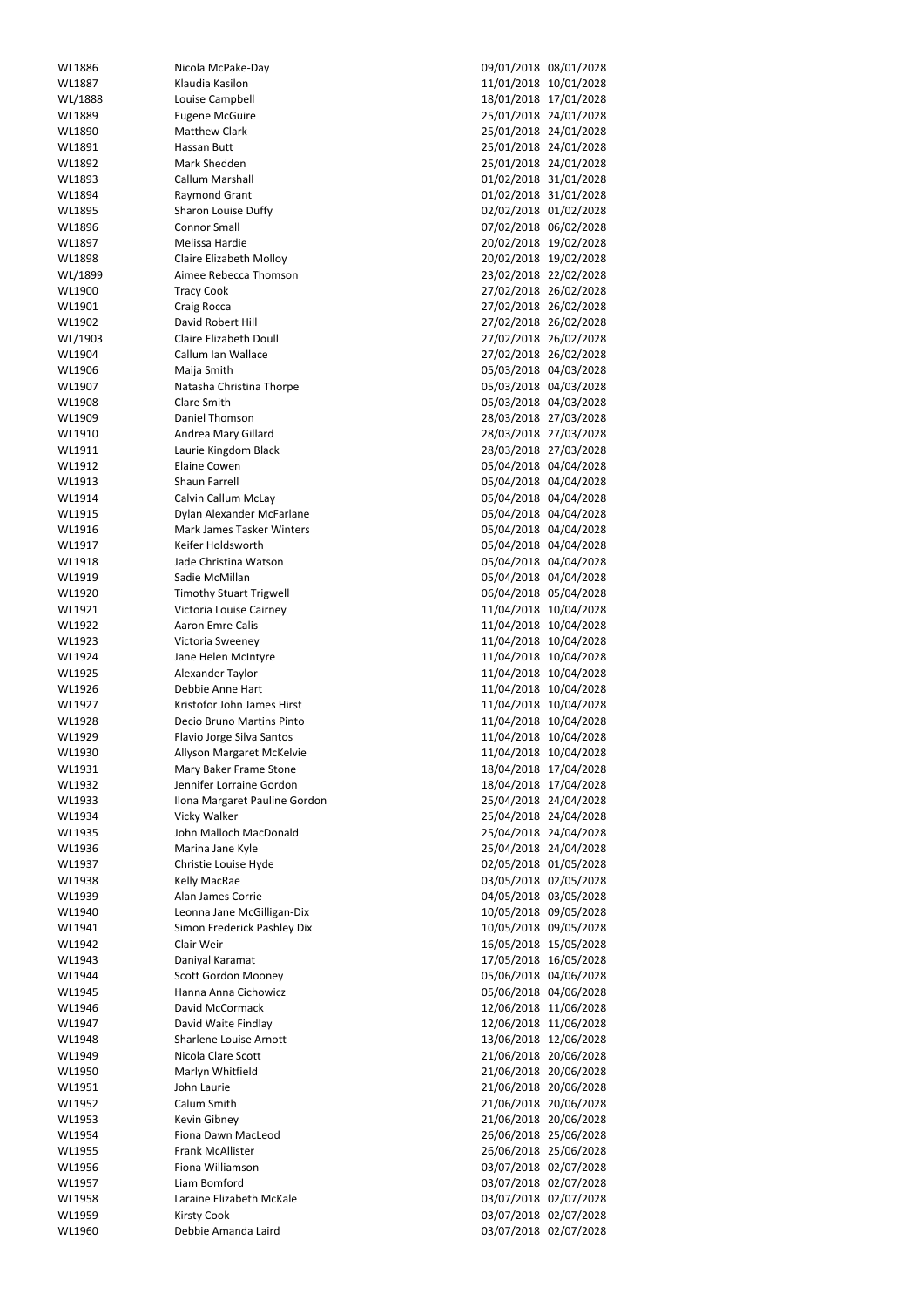| | | | |
|---|---|---|---|
| WL1886 | Nicola McPake-Day | 09/01/2018 | 08/01/2028 |
| WL1887 | Klaudia Kasilon | 11/01/2018 | 10/01/2028 |
| WL/1888 | Louise Campbell | 18/01/2018 | 17/01/2028 |
| WL1889 | Eugene McGuire | 25/01/2018 | 24/01/2028 |
| WL1890 | Matthew Clark | 25/01/2018 | 24/01/2028 |
| WL1891 | Hassan Butt | 25/01/2018 | 24/01/2028 |
| WL1892 | Mark Shedden | 25/01/2018 | 24/01/2028 |
| WL1893 | Callum Marshall | 01/02/2018 | 31/01/2028 |
| WL1894 | Raymond Grant | 01/02/2018 | 31/01/2028 |
| WL1895 | Sharon Louise Duffy | 02/02/2018 | 01/02/2028 |
| WL1896 | Connor Small | 07/02/2018 | 06/02/2028 |
| WL1897 | Melissa Hardie | 20/02/2018 | 19/02/2028 |
| WL1898 | Claire Elizabeth Molloy | 20/02/2018 | 19/02/2028 |
| WL/1899 | Aimee Rebecca Thomson | 23/02/2018 | 22/02/2028 |
| WL1900 | Tracy Cook | 27/02/2018 | 26/02/2028 |
| WL1901 | Craig Rocca | 27/02/2018 | 26/02/2028 |
| WL1902 | David Robert Hill | 27/02/2018 | 26/02/2028 |
| WL/1903 | Claire Elizabeth Doull | 27/02/2018 | 26/02/2028 |
| WL1904 | Callum Ian Wallace | 27/02/2018 | 26/02/2028 |
| WL1906 | Maija Smith | 05/03/2018 | 04/03/2028 |
| WL1907 | Natasha Christina Thorpe | 05/03/2018 | 04/03/2028 |
| WL1908 | Clare Smith | 05/03/2018 | 04/03/2028 |
| WL1909 | Daniel Thomson | 28/03/2018 | 27/03/2028 |
| WL1910 | Andrea Mary Gillard | 28/03/2018 | 27/03/2028 |
| WL1911 | Laurie Kingdom Black | 28/03/2018 | 27/03/2028 |
| WL1912 | Elaine Cowen | 05/04/2018 | 04/04/2028 |
| WL1913 | Shaun Farrell | 05/04/2018 | 04/04/2028 |
| WL1914 | Calvin Callum McLay | 05/04/2018 | 04/04/2028 |
| WL1915 | Dylan Alexander McFarlane | 05/04/2018 | 04/04/2028 |
| WL1916 | Mark James Tasker Winters | 05/04/2018 | 04/04/2028 |
| WL1917 | Keifer Holdsworth | 05/04/2018 | 04/04/2028 |
| WL1918 | Jade Christina Watson | 05/04/2018 | 04/04/2028 |
| WL1919 | Sadie McMillan | 05/04/2018 | 04/04/2028 |
| WL1920 | Timothy Stuart Trigwell | 06/04/2018 | 05/04/2028 |
| WL1921 | Victoria Louise Cairney | 11/04/2018 | 10/04/2028 |
| WL1922 | Aaron Emre Calis | 11/04/2018 | 10/04/2028 |
| WL1923 | Victoria Sweeney | 11/04/2018 | 10/04/2028 |
| WL1924 | Jane Helen McIntyre | 11/04/2018 | 10/04/2028 |
| WL1925 | Alexander Taylor | 11/04/2018 | 10/04/2028 |
| WL1926 | Debbie Anne Hart | 11/04/2018 | 10/04/2028 |
| WL1927 | Kristofor John James Hirst | 11/04/2018 | 10/04/2028 |
| WL1928 | Decio Bruno Martins Pinto | 11/04/2018 | 10/04/2028 |
| WL1929 | Flavio Jorge Silva Santos | 11/04/2018 | 10/04/2028 |
| WL1930 | Allyson Margaret McKelvie | 11/04/2018 | 10/04/2028 |
| WL1931 | Mary Baker Frame Stone | 18/04/2018 | 17/04/2028 |
| WL1932 | Jennifer Lorraine Gordon | 18/04/2018 | 17/04/2028 |
| WL1933 | Ilona Margaret Pauline Gordon | 25/04/2018 | 24/04/2028 |
| WL1934 | Vicky Walker | 25/04/2018 | 24/04/2028 |
| WL1935 | John Malloch MacDonald | 25/04/2018 | 24/04/2028 |
| WL1936 | Marina Jane Kyle | 25/04/2018 | 24/04/2028 |
| WL1937 | Christie Louise Hyde | 02/05/2018 | 01/05/2028 |
| WL1938 | Kelly MacRae | 03/05/2018 | 02/05/2028 |
| WL1939 | Alan James Corrie | 04/05/2018 | 03/05/2028 |
| WL1940 | Leonna Jane McGilligan-Dix | 10/05/2018 | 09/05/2028 |
| WL1941 | Simon Frederick Pashley Dix | 10/05/2018 | 09/05/2028 |
| WL1942 | Clair Weir | 16/05/2018 | 15/05/2028 |
| WL1943 | Daniyal Karamat | 17/05/2018 | 16/05/2028 |
| WL1944 | Scott Gordon Mooney | 05/06/2018 | 04/06/2028 |
| WL1945 | Hanna Anna Cichowicz | 05/06/2018 | 04/06/2028 |
| WL1946 | David McCormack | 12/06/2018 | 11/06/2028 |
| WL1947 | David Waite Findlay | 12/06/2018 | 11/06/2028 |
| WL1948 | Sharlene Louise Arnott | 13/06/2018 | 12/06/2028 |
| WL1949 | Nicola Clare Scott | 21/06/2018 | 20/06/2028 |
| WL1950 | Marlyn Whitfield | 21/06/2018 | 20/06/2028 |
| WL1951 | John Laurie | 21/06/2018 | 20/06/2028 |
| WL1952 | Calum Smith | 21/06/2018 | 20/06/2028 |
| WL1953 | Kevin Gibney | 21/06/2018 | 20/06/2028 |
| WL1954 | Fiona Dawn MacLeod | 26/06/2018 | 25/06/2028 |
| WL1955 | Frank McAllister | 26/06/2018 | 25/06/2028 |
| WL1956 | Fiona Williamson | 03/07/2018 | 02/07/2028 |
| WL1957 | Liam Bomford | 03/07/2018 | 02/07/2028 |
| WL1958 | Laraine Elizabeth McKale | 03/07/2018 | 02/07/2028 |
| WL1959 | Kirsty Cook | 03/07/2018 | 02/07/2028 |
| WL1960 | Debbie Amanda Laird | 03/07/2018 | 02/07/2028 |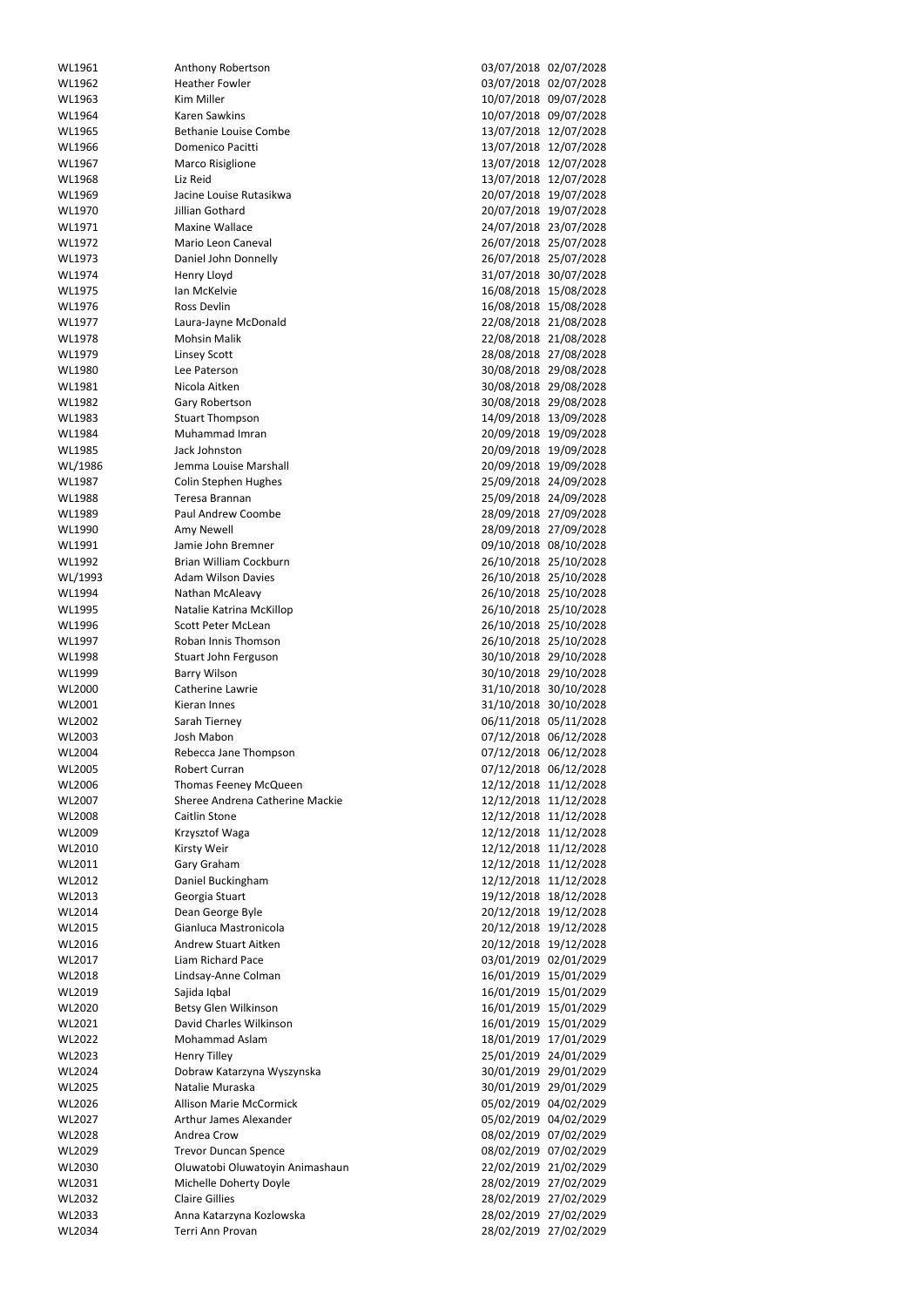| | | | |
|---|---|---|---|
| WL1961 | Anthony Robertson | 03/07/2018 | 02/07/2028 |
| WL1962 | Heather Fowler | 03/07/2018 | 02/07/2028 |
| WL1963 | Kim Miller | 10/07/2018 | 09/07/2028 |
| WL1964 | Karen Sawkins | 10/07/2018 | 09/07/2028 |
| WL1965 | Bethanie Louise Combe | 13/07/2018 | 12/07/2028 |
| WL1966 | Domenico Pacitti | 13/07/2018 | 12/07/2028 |
| WL1967 | Marco Risiglione | 13/07/2018 | 12/07/2028 |
| WL1968 | Liz Reid | 13/07/2018 | 12/07/2028 |
| WL1969 | Jacine Louise Rutasikwa | 20/07/2018 | 19/07/2028 |
| WL1970 | Jillian Gothard | 20/07/2018 | 19/07/2028 |
| WL1971 | Maxine Wallace | 24/07/2018 | 23/07/2028 |
| WL1972 | Mario Leon Caneval | 26/07/2018 | 25/07/2028 |
| WL1973 | Daniel John Donnelly | 26/07/2018 | 25/07/2028 |
| WL1974 | Henry Lloyd | 31/07/2018 | 30/07/2028 |
| WL1975 | Ian McKelvie | 16/08/2018 | 15/08/2028 |
| WL1976 | Ross Devlin | 16/08/2018 | 15/08/2028 |
| WL1977 | Laura-Jayne McDonald | 22/08/2018 | 21/08/2028 |
| WL1978 | Mohsin Malik | 22/08/2018 | 21/08/2028 |
| WL1979 | Linsey Scott | 28/08/2018 | 27/08/2028 |
| WL1980 | Lee Paterson | 30/08/2018 | 29/08/2028 |
| WL1981 | Nicola Aitken | 30/08/2018 | 29/08/2028 |
| WL1982 | Gary Robertson | 30/08/2018 | 29/08/2028 |
| WL1983 | Stuart Thompson | 14/09/2018 | 13/09/2028 |
| WL1984 | Muhammad Imran | 20/09/2018 | 19/09/2028 |
| WL1985 | Jack Johnston | 20/09/2018 | 19/09/2028 |
| WL/1986 | Jemma Louise Marshall | 20/09/2018 | 19/09/2028 |
| WL1987 | Colin Stephen Hughes | 25/09/2018 | 24/09/2028 |
| WL1988 | Teresa Brannan | 25/09/2018 | 24/09/2028 |
| WL1989 | Paul Andrew Coombe | 28/09/2018 | 27/09/2028 |
| WL1990 | Amy Newell | 28/09/2018 | 27/09/2028 |
| WL1991 | Jamie John Bremner | 09/10/2018 | 08/10/2028 |
| WL1992 | Brian William Cockburn | 26/10/2018 | 25/10/2028 |
| WL/1993 | Adam Wilson Davies | 26/10/2018 | 25/10/2028 |
| WL1994 | Nathan McAleavy | 26/10/2018 | 25/10/2028 |
| WL1995 | Natalie Katrina McKillop | 26/10/2018 | 25/10/2028 |
| WL1996 | Scott Peter McLean | 26/10/2018 | 25/10/2028 |
| WL1997 | Roban Innis Thomson | 26/10/2018 | 25/10/2028 |
| WL1998 | Stuart John Ferguson | 30/10/2018 | 29/10/2028 |
| WL1999 | Barry Wilson | 30/10/2018 | 29/10/2028 |
| WL2000 | Catherine Lawrie | 31/10/2018 | 30/10/2028 |
| WL2001 | Kieran Innes | 31/10/2018 | 30/10/2028 |
| WL2002 | Sarah Tierney | 06/11/2018 | 05/11/2028 |
| WL2003 | Josh Mabon | 07/12/2018 | 06/12/2028 |
| WL2004 | Rebecca Jane Thompson | 07/12/2018 | 06/12/2028 |
| WL2005 | Robert Curran | 07/12/2018 | 06/12/2028 |
| WL2006 | Thomas Feeney McQueen | 12/12/2018 | 11/12/2028 |
| WL2007 | Sheree Andrena Catherine Mackie | 12/12/2018 | 11/12/2028 |
| WL2008 | Caitlin Stone | 12/12/2018 | 11/12/2028 |
| WL2009 | Krzysztof Waga | 12/12/2018 | 11/12/2028 |
| WL2010 | Kirsty Weir | 12/12/2018 | 11/12/2028 |
| WL2011 | Gary Graham | 12/12/2018 | 11/12/2028 |
| WL2012 | Daniel Buckingham | 12/12/2018 | 11/12/2028 |
| WL2013 | Georgia Stuart | 19/12/2018 | 18/12/2028 |
| WL2014 | Dean George Byle | 20/12/2018 | 19/12/2028 |
| WL2015 | Gianluca Mastronicola | 20/12/2018 | 19/12/2028 |
| WL2016 | Andrew Stuart Aitken | 20/12/2018 | 19/12/2028 |
| WL2017 | Liam Richard Pace | 03/01/2019 | 02/01/2029 |
| WL2018 | Lindsay-Anne Colman | 16/01/2019 | 15/01/2029 |
| WL2019 | Sajida Iqbal | 16/01/2019 | 15/01/2029 |
| WL2020 | Betsy Glen Wilkinson | 16/01/2019 | 15/01/2029 |
| WL2021 | David Charles Wilkinson | 16/01/2019 | 15/01/2029 |
| WL2022 | Mohammad Aslam | 18/01/2019 | 17/01/2029 |
| WL2023 | Henry Tilley | 25/01/2019 | 24/01/2029 |
| WL2024 | Dobraw Katarzyna Wyszynska | 30/01/2019 | 29/01/2029 |
| WL2025 | Natalie Muraska | 30/01/2019 | 29/01/2029 |
| WL2026 | Allison Marie McCormick | 05/02/2019 | 04/02/2029 |
| WL2027 | Arthur James Alexander | 05/02/2019 | 04/02/2029 |
| WL2028 | Andrea Crow | 08/02/2019 | 07/02/2029 |
| WL2029 | Trevor Duncan Spence | 08/02/2019 | 07/02/2029 |
| WL2030 | Oluwatobi Oluwatoyin Animashaun | 22/02/2019 | 21/02/2029 |
| WL2031 | Michelle Doherty Doyle | 28/02/2019 | 27/02/2029 |
| WL2032 | Claire Gillies | 28/02/2019 | 27/02/2029 |
| WL2033 | Anna Katarzyna Kozlowska | 28/02/2019 | 27/02/2029 |
| WL2034 | Terri Ann Provan | 28/02/2019 | 27/02/2029 |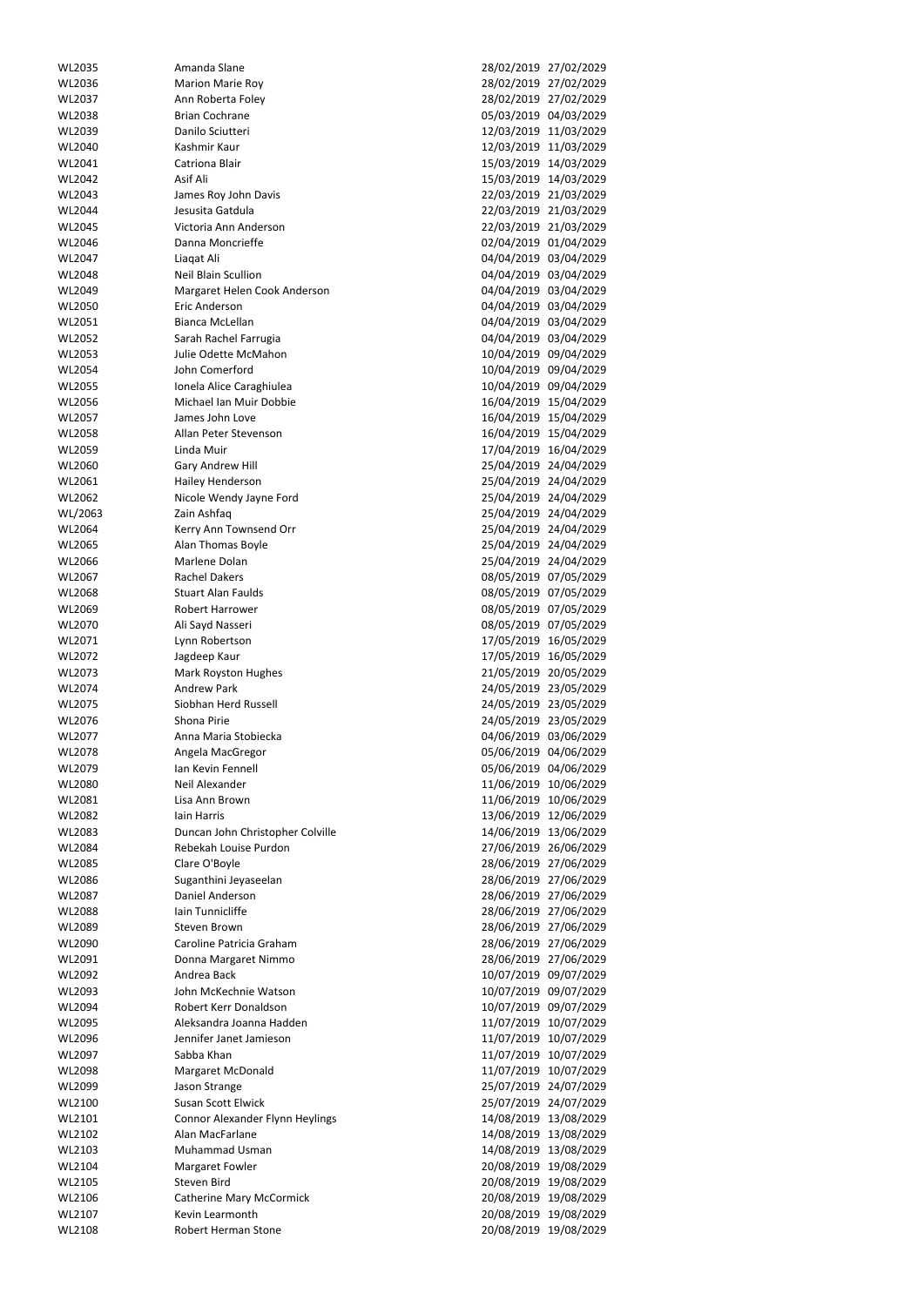| | | | |
|---|---|---|---|
| WL2035 | Amanda Slane | 28/02/2019 | 27/02/2029 |
| WL2036 | Marion Marie Roy | 28/02/2019 | 27/02/2029 |
| WL2037 | Ann Roberta Foley | 28/02/2019 | 27/02/2029 |
| WL2038 | Brian Cochrane | 05/03/2019 | 04/03/2029 |
| WL2039 | Danilo Sciutteri | 12/03/2019 | 11/03/2029 |
| WL2040 | Kashmir Kaur | 12/03/2019 | 11/03/2029 |
| WL2041 | Catriona Blair | 15/03/2019 | 14/03/2029 |
| WL2042 | Asif Ali | 15/03/2019 | 14/03/2029 |
| WL2043 | James Roy John Davis | 22/03/2019 | 21/03/2029 |
| WL2044 | Jesusita Gatdula | 22/03/2019 | 21/03/2029 |
| WL2045 | Victoria Ann Anderson | 22/03/2019 | 21/03/2029 |
| WL2046 | Danna Moncrieffe | 02/04/2019 | 01/04/2029 |
| WL2047 | Liaqat Ali | 04/04/2019 | 03/04/2029 |
| WL2048 | Neil Blain Scullion | 04/04/2019 | 03/04/2029 |
| WL2049 | Margaret Helen Cook Anderson | 04/04/2019 | 03/04/2029 |
| WL2050 | Eric Anderson | 04/04/2019 | 03/04/2029 |
| WL2051 | Bianca McLellan | 04/04/2019 | 03/04/2029 |
| WL2052 | Sarah Rachel Farrugia | 04/04/2019 | 03/04/2029 |
| WL2053 | Julie Odette McMahon | 10/04/2019 | 09/04/2029 |
| WL2054 | John Comerford | 10/04/2019 | 09/04/2029 |
| WL2055 | Ionela Alice Caraghiulea | 10/04/2019 | 09/04/2029 |
| WL2056 | Michael Ian Muir Dobbie | 16/04/2019 | 15/04/2029 |
| WL2057 | James John Love | 16/04/2019 | 15/04/2029 |
| WL2058 | Allan Peter Stevenson | 16/04/2019 | 15/04/2029 |
| WL2059 | Linda Muir | 17/04/2019 | 16/04/2029 |
| WL2060 | Gary Andrew Hill | 25/04/2019 | 24/04/2029 |
| WL2061 | Hailey Henderson | 25/04/2019 | 24/04/2029 |
| WL2062 | Nicole Wendy Jayne Ford | 25/04/2019 | 24/04/2029 |
| WL/2063 | Zain Ashfaq | 25/04/2019 | 24/04/2029 |
| WL2064 | Kerry Ann Townsend Orr | 25/04/2019 | 24/04/2029 |
| WL2065 | Alan Thomas Boyle | 25/04/2019 | 24/04/2029 |
| WL2066 | Marlene Dolan | 25/04/2019 | 24/04/2029 |
| WL2067 | Rachel Dakers | 08/05/2019 | 07/05/2029 |
| WL2068 | Stuart Alan Faulds | 08/05/2019 | 07/05/2029 |
| WL2069 | Robert Harrower | 08/05/2019 | 07/05/2029 |
| WL2070 | Ali Sayd Nasseri | 08/05/2019 | 07/05/2029 |
| WL2071 | Lynn Robertson | 17/05/2019 | 16/05/2029 |
| WL2072 | Jagdeep Kaur | 17/05/2019 | 16/05/2029 |
| WL2073 | Mark Royston Hughes | 21/05/2019 | 20/05/2029 |
| WL2074 | Andrew Park | 24/05/2019 | 23/05/2029 |
| WL2075 | Siobhan Herd Russell | 24/05/2019 | 23/05/2029 |
| WL2076 | Shona Pirie | 24/05/2019 | 23/05/2029 |
| WL2077 | Anna Maria Stobiecka | 04/06/2019 | 03/06/2029 |
| WL2078 | Angela MacGregor | 05/06/2019 | 04/06/2029 |
| WL2079 | Ian Kevin Fennell | 05/06/2019 | 04/06/2029 |
| WL2080 | Neil Alexander | 11/06/2019 | 10/06/2029 |
| WL2081 | Lisa Ann Brown | 11/06/2019 | 10/06/2029 |
| WL2082 | Iain Harris | 13/06/2019 | 12/06/2029 |
| WL2083 | Duncan John Christopher Colville | 14/06/2019 | 13/06/2029 |
| WL2084 | Rebekah Louise Purdon | 27/06/2019 | 26/06/2029 |
| WL2085 | Clare O'Boyle | 28/06/2019 | 27/06/2029 |
| WL2086 | Suganthini Jeyaseelan | 28/06/2019 | 27/06/2029 |
| WL2087 | Daniel Anderson | 28/06/2019 | 27/06/2029 |
| WL2088 | Iain Tunnicliffe | 28/06/2019 | 27/06/2029 |
| WL2089 | Steven Brown | 28/06/2019 | 27/06/2029 |
| WL2090 | Caroline Patricia Graham | 28/06/2019 | 27/06/2029 |
| WL2091 | Donna Margaret Nimmo | 28/06/2019 | 27/06/2029 |
| WL2092 | Andrea Back | 10/07/2019 | 09/07/2029 |
| WL2093 | John McKechnie Watson | 10/07/2019 | 09/07/2029 |
| WL2094 | Robert Kerr Donaldson | 10/07/2019 | 09/07/2029 |
| WL2095 | Aleksandra Joanna Hadden | 11/07/2019 | 10/07/2029 |
| WL2096 | Jennifer Janet Jamieson | 11/07/2019 | 10/07/2029 |
| WL2097 | Sabba Khan | 11/07/2019 | 10/07/2029 |
| WL2098 | Margaret McDonald | 11/07/2019 | 10/07/2029 |
| WL2099 | Jason Strange | 25/07/2019 | 24/07/2029 |
| WL2100 | Susan Scott Elwick | 25/07/2019 | 24/07/2029 |
| WL2101 | Connor Alexander Flynn Heylings | 14/08/2019 | 13/08/2029 |
| WL2102 | Alan MacFarlane | 14/08/2019 | 13/08/2029 |
| WL2103 | Muhammad Usman | 14/08/2019 | 13/08/2029 |
| WL2104 | Margaret Fowler | 20/08/2019 | 19/08/2029 |
| WL2105 | Steven Bird | 20/08/2019 | 19/08/2029 |
| WL2106 | Catherine Mary McCormick | 20/08/2019 | 19/08/2029 |
| WL2107 | Kevin Learmonth | 20/08/2019 | 19/08/2029 |
| WL2108 | Robert Herman Stone | 20/08/2019 | 19/08/2029 |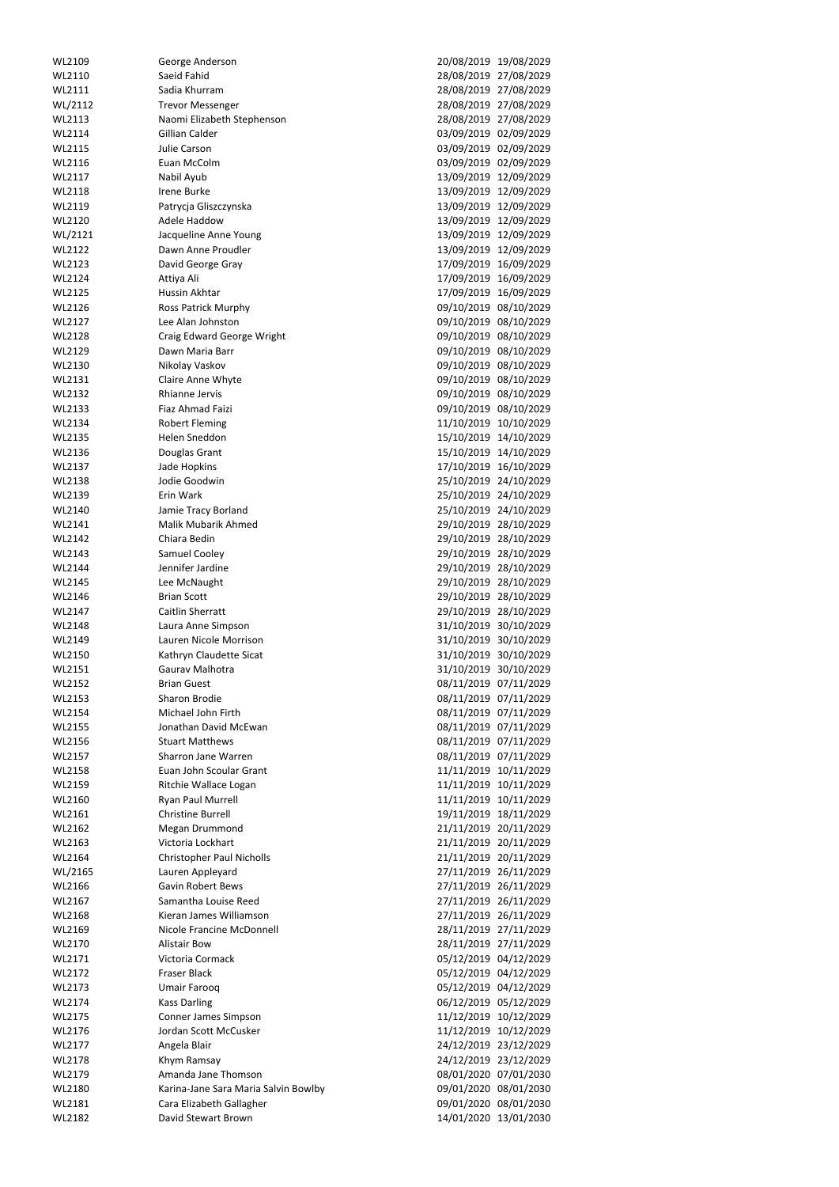| | | | |
|---|---|---|---|
| WL2109 | George Anderson | 20/08/2019 | 19/08/2029 |
| WL2110 | Saeid Fahid | 28/08/2019 | 27/08/2029 |
| WL2111 | Sadia Khurram | 28/08/2019 | 27/08/2029 |
| WL/2112 | Trevor Messenger | 28/08/2019 | 27/08/2029 |
| WL2113 | Naomi Elizabeth Stephenson | 28/08/2019 | 27/08/2029 |
| WL2114 | Gillian Calder | 03/09/2019 | 02/09/2029 |
| WL2115 | Julie Carson | 03/09/2019 | 02/09/2029 |
| WL2116 | Euan McColm | 03/09/2019 | 02/09/2029 |
| WL2117 | Nabil Ayub | 13/09/2019 | 12/09/2029 |
| WL2118 | Irene Burke | 13/09/2019 | 12/09/2029 |
| WL2119 | Patrycja Gliszczynska | 13/09/2019 | 12/09/2029 |
| WL2120 | Adele Haddow | 13/09/2019 | 12/09/2029 |
| WL/2121 | Jacqueline Anne Young | 13/09/2019 | 12/09/2029 |
| WL2122 | Dawn Anne Proudler | 13/09/2019 | 12/09/2029 |
| WL2123 | David George Gray | 17/09/2019 | 16/09/2029 |
| WL2124 | Attiya Ali | 17/09/2019 | 16/09/2029 |
| WL2125 | Hussin Akhtar | 17/09/2019 | 16/09/2029 |
| WL2126 | Ross Patrick Murphy | 09/10/2019 | 08/10/2029 |
| WL2127 | Lee Alan Johnston | 09/10/2019 | 08/10/2029 |
| WL2128 | Craig Edward George Wright | 09/10/2019 | 08/10/2029 |
| WL2129 | Dawn Maria Barr | 09/10/2019 | 08/10/2029 |
| WL2130 | Nikolay Vaskov | 09/10/2019 | 08/10/2029 |
| WL2131 | Claire Anne Whyte | 09/10/2019 | 08/10/2029 |
| WL2132 | Rhianne Jervis | 09/10/2019 | 08/10/2029 |
| WL2133 | Fiaz Ahmad Faizi | 09/10/2019 | 08/10/2029 |
| WL2134 | Robert Fleming | 11/10/2019 | 10/10/2029 |
| WL2135 | Helen Sneddon | 15/10/2019 | 14/10/2029 |
| WL2136 | Douglas Grant | 15/10/2019 | 14/10/2029 |
| WL2137 | Jade Hopkins | 17/10/2019 | 16/10/2029 |
| WL2138 | Jodie Goodwin | 25/10/2019 | 24/10/2029 |
| WL2139 | Erin Wark | 25/10/2019 | 24/10/2029 |
| WL2140 | Jamie Tracy Borland | 25/10/2019 | 24/10/2029 |
| WL2141 | Malik Mubarik Ahmed | 29/10/2019 | 28/10/2029 |
| WL2142 | Chiara Bedin | 29/10/2019 | 28/10/2029 |
| WL2143 | Samuel Cooley | 29/10/2019 | 28/10/2029 |
| WL2144 | Jennifer Jardine | 29/10/2019 | 28/10/2029 |
| WL2145 | Lee McNaught | 29/10/2019 | 28/10/2029 |
| WL2146 | Brian Scott | 29/10/2019 | 28/10/2029 |
| WL2147 | Caitlin Sherratt | 29/10/2019 | 28/10/2029 |
| WL2148 | Laura Anne Simpson | 31/10/2019 | 30/10/2029 |
| WL2149 | Lauren Nicole Morrison | 31/10/2019 | 30/10/2029 |
| WL2150 | Kathryn Claudette Sicat | 31/10/2019 | 30/10/2029 |
| WL2151 | Gaurav Malhotra | 31/10/2019 | 30/10/2029 |
| WL2152 | Brian Guest | 08/11/2019 | 07/11/2029 |
| WL2153 | Sharon Brodie | 08/11/2019 | 07/11/2029 |
| WL2154 | Michael John Firth | 08/11/2019 | 07/11/2029 |
| WL2155 | Jonathan David McEwan | 08/11/2019 | 07/11/2029 |
| WL2156 | Stuart Matthews | 08/11/2019 | 07/11/2029 |
| WL2157 | Sharron Jane Warren | 08/11/2019 | 07/11/2029 |
| WL2158 | Euan John Scoular Grant | 11/11/2019 | 10/11/2029 |
| WL2159 | Ritchie Wallace Logan | 11/11/2019 | 10/11/2029 |
| WL2160 | Ryan Paul Murrell | 11/11/2019 | 10/11/2029 |
| WL2161 | Christine Burrell | 19/11/2019 | 18/11/2029 |
| WL2162 | Megan Drummond | 21/11/2019 | 20/11/2029 |
| WL2163 | Victoria Lockhart | 21/11/2019 | 20/11/2029 |
| WL2164 | Christopher Paul Nicholls | 21/11/2019 | 20/11/2029 |
| WL/2165 | Lauren Appleyard | 27/11/2019 | 26/11/2029 |
| WL2166 | Gavin Robert Bews | 27/11/2019 | 26/11/2029 |
| WL2167 | Samantha Louise Reed | 27/11/2019 | 26/11/2029 |
| WL2168 | Kieran James Williamson | 27/11/2019 | 26/11/2029 |
| WL2169 | Nicole Francine McDonnell | 28/11/2019 | 27/11/2029 |
| WL2170 | Alistair Bow | 28/11/2019 | 27/11/2029 |
| WL2171 | Victoria Cormack | 05/12/2019 | 04/12/2029 |
| WL2172 | Fraser Black | 05/12/2019 | 04/12/2029 |
| WL2173 | Umair Farooq | 05/12/2019 | 04/12/2029 |
| WL2174 | Kass Darling | 06/12/2019 | 05/12/2029 |
| WL2175 | Conner James Simpson | 11/12/2019 | 10/12/2029 |
| WL2176 | Jordan Scott McCusker | 11/12/2019 | 10/12/2029 |
| WL2177 | Angela Blair | 24/12/2019 | 23/12/2029 |
| WL2178 | Khym Ramsay | 24/12/2019 | 23/12/2029 |
| WL2179 | Amanda Jane Thomson | 08/01/2020 | 07/01/2030 |
| WL2180 | Karina-Jane Sara Maria Salvin Bowlby | 09/01/2020 | 08/01/2030 |
| WL2181 | Cara Elizabeth Gallagher | 09/01/2020 | 08/01/2030 |
| WL2182 | David Stewart Brown | 14/01/2020 | 13/01/2030 |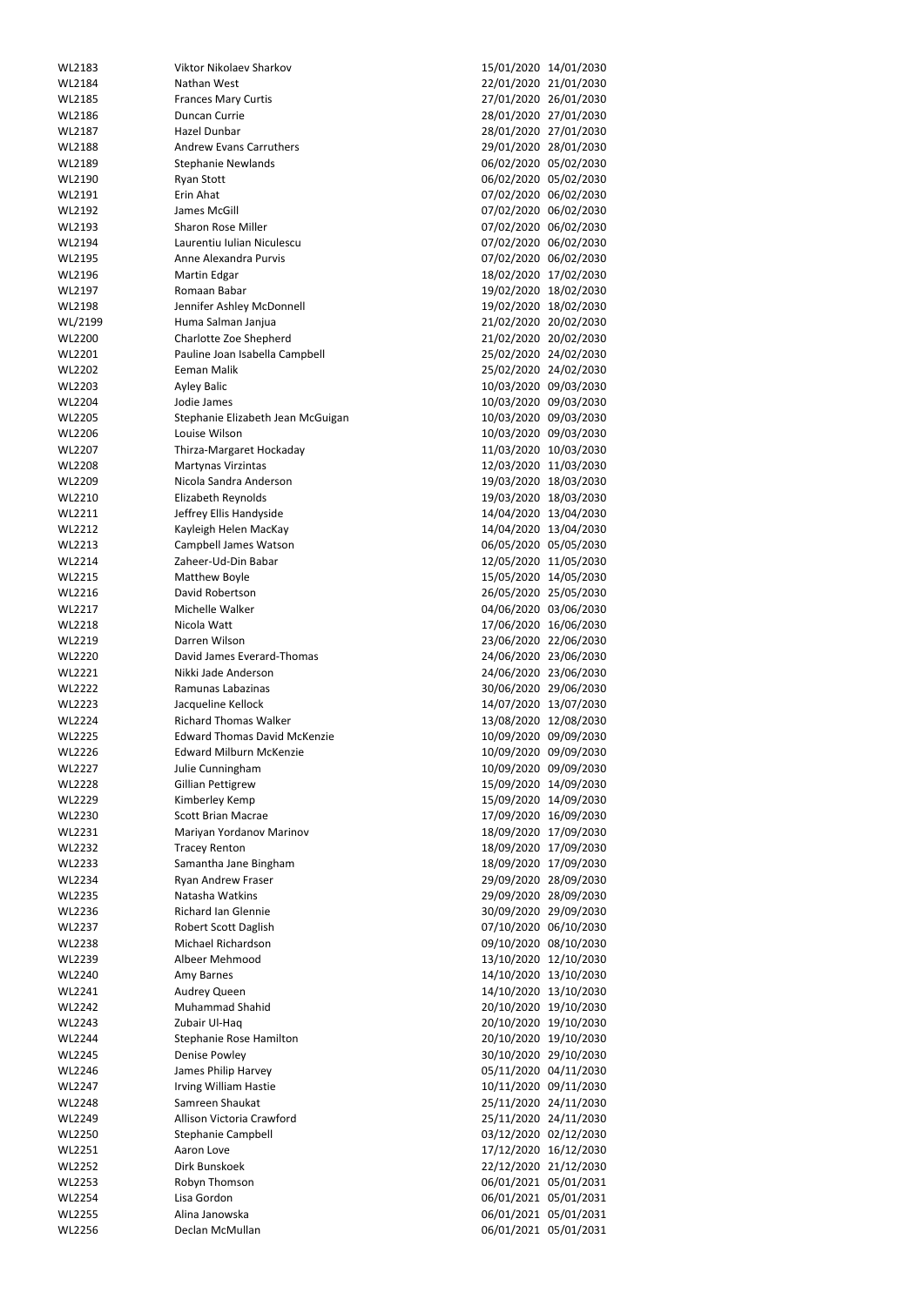| | | | |
|---|---|---|---|
| WL2183 | Viktor Nikolaev Sharkov | 15/01/2020 | 14/01/2030 |
| WL2184 | Nathan West | 22/01/2020 | 21/01/2030 |
| WL2185 | Frances Mary Curtis | 27/01/2020 | 26/01/2030 |
| WL2186 | Duncan Currie | 28/01/2020 | 27/01/2030 |
| WL2187 | Hazel Dunbar | 28/01/2020 | 27/01/2030 |
| WL2188 | Andrew Evans Carruthers | 29/01/2020 | 28/01/2030 |
| WL2189 | Stephanie Newlands | 06/02/2020 | 05/02/2030 |
| WL2190 | Ryan Stott | 06/02/2020 | 05/02/2030 |
| WL2191 | Erin Ahat | 07/02/2020 | 06/02/2030 |
| WL2192 | James McGill | 07/02/2020 | 06/02/2030 |
| WL2193 | Sharon Rose Miller | 07/02/2020 | 06/02/2030 |
| WL2194 | Laurentiu Iulian Niculescu | 07/02/2020 | 06/02/2030 |
| WL2195 | Anne Alexandra Purvis | 07/02/2020 | 06/02/2030 |
| WL2196 | Martin Edgar | 18/02/2020 | 17/02/2030 |
| WL2197 | Romaan Babar | 19/02/2020 | 18/02/2030 |
| WL2198 | Jennifer Ashley McDonnell | 19/02/2020 | 18/02/2030 |
| WL/2199 | Huma Salman Janjua | 21/02/2020 | 20/02/2030 |
| WL2200 | Charlotte Zoe Shepherd | 21/02/2020 | 20/02/2030 |
| WL2201 | Pauline Joan Isabella Campbell | 25/02/2020 | 24/02/2030 |
| WL2202 | Eeman Malik | 25/02/2020 | 24/02/2030 |
| WL2203 | Ayley Balic | 10/03/2020 | 09/03/2030 |
| WL2204 | Jodie James | 10/03/2020 | 09/03/2030 |
| WL2205 | Stephanie Elizabeth Jean McGuigan | 10/03/2020 | 09/03/2030 |
| WL2206 | Louise Wilson | 10/03/2020 | 09/03/2030 |
| WL2207 | Thirza-Margaret Hockaday | 11/03/2020 | 10/03/2030 |
| WL2208 | Martynas Virzintas | 12/03/2020 | 11/03/2030 |
| WL2209 | Nicola Sandra Anderson | 19/03/2020 | 18/03/2030 |
| WL2210 | Elizabeth Reynolds | 19/03/2020 | 18/03/2030 |
| WL2211 | Jeffrey Ellis Handyside | 14/04/2020 | 13/04/2030 |
| WL2212 | Kayleigh Helen MacKay | 14/04/2020 | 13/04/2030 |
| WL2213 | Campbell James Watson | 06/05/2020 | 05/05/2030 |
| WL2214 | Zaheer-Ud-Din Babar | 12/05/2020 | 11/05/2030 |
| WL2215 | Matthew Boyle | 15/05/2020 | 14/05/2030 |
| WL2216 | David Robertson | 26/05/2020 | 25/05/2030 |
| WL2217 | Michelle Walker | 04/06/2020 | 03/06/2030 |
| WL2218 | Nicola Watt | 17/06/2020 | 16/06/2030 |
| WL2219 | Darren Wilson | 23/06/2020 | 22/06/2030 |
| WL2220 | David James Everard-Thomas | 24/06/2020 | 23/06/2030 |
| WL2221 | Nikki Jade Anderson | 24/06/2020 | 23/06/2030 |
| WL2222 | Ramunas Labazinas | 30/06/2020 | 29/06/2030 |
| WL2223 | Jacqueline Kellock | 14/07/2020 | 13/07/2030 |
| WL2224 | Richard Thomas Walker | 13/08/2020 | 12/08/2030 |
| WL2225 | Edward Thomas David McKenzie | 10/09/2020 | 09/09/2030 |
| WL2226 | Edward Milburn McKenzie | 10/09/2020 | 09/09/2030 |
| WL2227 | Julie Cunningham | 10/09/2020 | 09/09/2030 |
| WL2228 | Gillian Pettigrew | 15/09/2020 | 14/09/2030 |
| WL2229 | Kimberley Kemp | 15/09/2020 | 14/09/2030 |
| WL2230 | Scott Brian Macrae | 17/09/2020 | 16/09/2030 |
| WL2231 | Mariyan Yordanov Marinov | 18/09/2020 | 17/09/2030 |
| WL2232 | Tracey Renton | 18/09/2020 | 17/09/2030 |
| WL2233 | Samantha Jane Bingham | 18/09/2020 | 17/09/2030 |
| WL2234 | Ryan Andrew Fraser | 29/09/2020 | 28/09/2030 |
| WL2235 | Natasha Watkins | 29/09/2020 | 28/09/2030 |
| WL2236 | Richard Ian Glennie | 30/09/2020 | 29/09/2030 |
| WL2237 | Robert Scott Daglish | 07/10/2020 | 06/10/2030 |
| WL2238 | Michael Richardson | 09/10/2020 | 08/10/2030 |
| WL2239 | Albeer Mehmood | 13/10/2020 | 12/10/2030 |
| WL2240 | Amy Barnes | 14/10/2020 | 13/10/2030 |
| WL2241 | Audrey Queen | 14/10/2020 | 13/10/2030 |
| WL2242 | Muhammad Shahid | 20/10/2020 | 19/10/2030 |
| WL2243 | Zubair Ul-Haq | 20/10/2020 | 19/10/2030 |
| WL2244 | Stephanie Rose Hamilton | 20/10/2020 | 19/10/2030 |
| WL2245 | Denise Powley | 30/10/2020 | 29/10/2030 |
| WL2246 | James Philip Harvey | 05/11/2020 | 04/11/2030 |
| WL2247 | Irving William Hastie | 10/11/2020 | 09/11/2030 |
| WL2248 | Samreen Shaukat | 25/11/2020 | 24/11/2030 |
| WL2249 | Allison Victoria Crawford | 25/11/2020 | 24/11/2030 |
| WL2250 | Stephanie Campbell | 03/12/2020 | 02/12/2030 |
| WL2251 | Aaron Love | 17/12/2020 | 16/12/2030 |
| WL2252 | Dirk Bunskoek | 22/12/2020 | 21/12/2030 |
| WL2253 | Robyn Thomson | 06/01/2021 | 05/01/2031 |
| WL2254 | Lisa Gordon | 06/01/2021 | 05/01/2031 |
| WL2255 | Alina Janowska | 06/01/2021 | 05/01/2031 |
| WL2256 | Declan McMullan | 06/01/2021 | 05/01/2031 |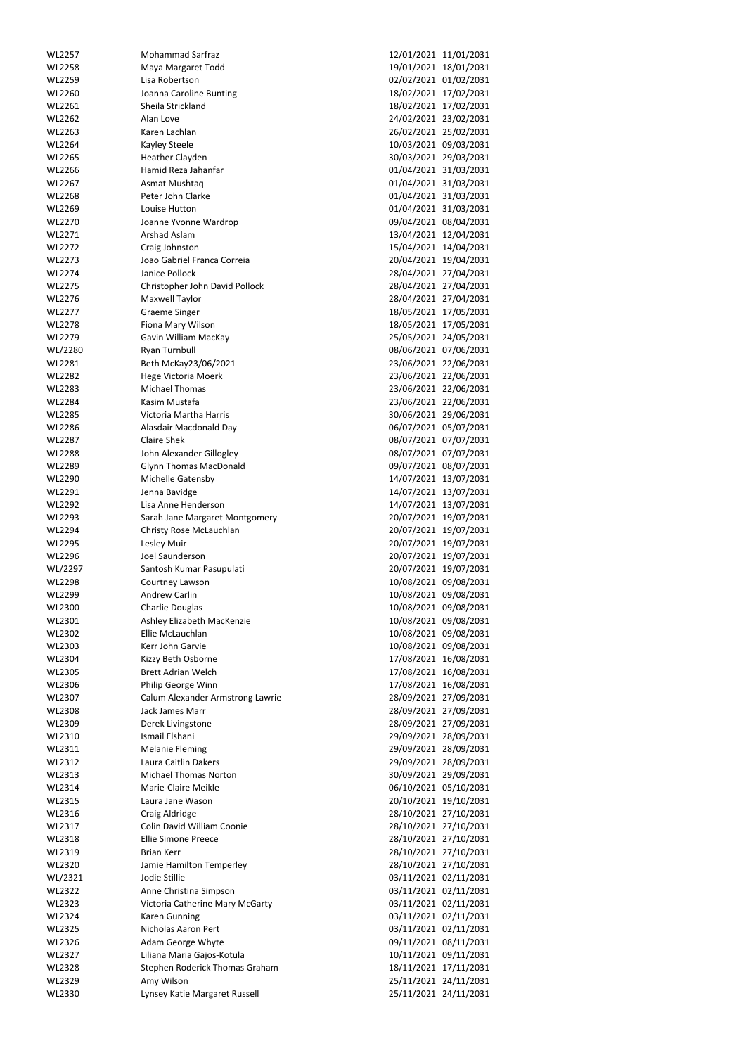| | | | |
|---|---|---|---|
| WL2257 | Mohammad Sarfraz | 12/01/2021 | 11/01/2031 |
| WL2258 | Maya Margaret Todd | 19/01/2021 | 18/01/2031 |
| WL2259 | Lisa Robertson | 02/02/2021 | 01/02/2031 |
| WL2260 | Joanna Caroline Bunting | 18/02/2021 | 17/02/2031 |
| WL2261 | Sheila Strickland | 18/02/2021 | 17/02/2031 |
| WL2262 | Alan Love | 24/02/2021 | 23/02/2031 |
| WL2263 | Karen Lachlan | 26/02/2021 | 25/02/2031 |
| WL2264 | Kayley Steele | 10/03/2021 | 09/03/2031 |
| WL2265 | Heather Clayden | 30/03/2021 | 29/03/2031 |
| WL2266 | Hamid Reza Jahanfar | 01/04/2021 | 31/03/2031 |
| WL2267 | Asmat Mushtaq | 01/04/2021 | 31/03/2031 |
| WL2268 | Peter John Clarke | 01/04/2021 | 31/03/2031 |
| WL2269 | Louise Hutton | 01/04/2021 | 31/03/2031 |
| WL2270 | Joanne Yvonne Wardrop | 09/04/2021 | 08/04/2031 |
| WL2271 | Arshad Aslam | 13/04/2021 | 12/04/2031 |
| WL2272 | Craig Johnston | 15/04/2021 | 14/04/2031 |
| WL2273 | Joao Gabriel Franca Correia | 20/04/2021 | 19/04/2031 |
| WL2274 | Janice Pollock | 28/04/2021 | 27/04/2031 |
| WL2275 | Christopher John David Pollock | 28/04/2021 | 27/04/2031 |
| WL2276 | Maxwell Taylor | 28/04/2021 | 27/04/2031 |
| WL2277 | Graeme Singer | 18/05/2021 | 17/05/2031 |
| WL2278 | Fiona Mary Wilson | 18/05/2021 | 17/05/2031 |
| WL2279 | Gavin William MacKay | 25/05/2021 | 24/05/2031 |
| WL/2280 | Ryan Turnbull | 08/06/2021 | 07/06/2031 |
| WL2281 | Beth McKay23/06/2021 | 23/06/2021 | 22/06/2031 |
| WL2282 | Hege Victoria Moerk | 23/06/2021 | 22/06/2031 |
| WL2283 | Michael Thomas | 23/06/2021 | 22/06/2031 |
| WL2284 | Kasim Mustafa | 23/06/2021 | 22/06/2031 |
| WL2285 | Victoria Martha Harris | 30/06/2021 | 29/06/2031 |
| WL2286 | Alasdair Macdonald Day | 06/07/2021 | 05/07/2031 |
| WL2287 | Claire Shek | 08/07/2021 | 07/07/2031 |
| WL2288 | John Alexander Gillogley | 08/07/2021 | 07/07/2031 |
| WL2289 | Glynn Thomas MacDonald | 09/07/2021 | 08/07/2031 |
| WL2290 | Michelle Gatensby | 14/07/2021 | 13/07/2031 |
| WL2291 | Jenna Bavidge | 14/07/2021 | 13/07/2031 |
| WL2292 | Lisa Anne Henderson | 14/07/2021 | 13/07/2031 |
| WL2293 | Sarah Jane Margaret Montgomery | 20/07/2021 | 19/07/2031 |
| WL2294 | Christy Rose McLauchlan | 20/07/2021 | 19/07/2031 |
| WL2295 | Lesley Muir | 20/07/2021 | 19/07/2031 |
| WL2296 | Joel Saunderson | 20/07/2021 | 19/07/2031 |
| WL/2297 | Santosh Kumar Pasupulati | 20/07/2021 | 19/07/2031 |
| WL2298 | Courtney Lawson | 10/08/2021 | 09/08/2031 |
| WL2299 | Andrew Carlin | 10/08/2021 | 09/08/2031 |
| WL2300 | Charlie Douglas | 10/08/2021 | 09/08/2031 |
| WL2301 | Ashley Elizabeth MacKenzie | 10/08/2021 | 09/08/2031 |
| WL2302 | Ellie McLauchlan | 10/08/2021 | 09/08/2031 |
| WL2303 | Kerr John Garvie | 10/08/2021 | 09/08/2031 |
| WL2304 | Kizzy Beth Osborne | 17/08/2021 | 16/08/2031 |
| WL2305 | Brett Adrian Welch | 17/08/2021 | 16/08/2031 |
| WL2306 | Philip George Winn | 17/08/2021 | 16/08/2031 |
| WL2307 | Calum Alexander Armstrong Lawrie | 28/09/2021 | 27/09/2031 |
| WL2308 | Jack James Marr | 28/09/2021 | 27/09/2031 |
| WL2309 | Derek Livingstone | 28/09/2021 | 27/09/2031 |
| WL2310 | Ismail Elshani | 29/09/2021 | 28/09/2031 |
| WL2311 | Melanie Fleming | 29/09/2021 | 28/09/2031 |
| WL2312 | Laura Caitlin Dakers | 29/09/2021 | 28/09/2031 |
| WL2313 | Michael Thomas Norton | 30/09/2021 | 29/09/2031 |
| WL2314 | Marie-Claire Meikle | 06/10/2021 | 05/10/2031 |
| WL2315 | Laura Jane Wason | 20/10/2021 | 19/10/2031 |
| WL2316 | Craig Aldridge | 28/10/2021 | 27/10/2031 |
| WL2317 | Colin David William Coonie | 28/10/2021 | 27/10/2031 |
| WL2318 | Ellie Simone Preece | 28/10/2021 | 27/10/2031 |
| WL2319 | Brian Kerr | 28/10/2021 | 27/10/2031 |
| WL2320 | Jamie Hamilton Temperley | 28/10/2021 | 27/10/2031 |
| WL/2321 | Jodie Stillie | 03/11/2021 | 02/11/2031 |
| WL2322 | Anne Christina Simpson | 03/11/2021 | 02/11/2031 |
| WL2323 | Victoria Catherine Mary McGarty | 03/11/2021 | 02/11/2031 |
| WL2324 | Karen Gunning | 03/11/2021 | 02/11/2031 |
| WL2325 | Nicholas Aaron Pert | 03/11/2021 | 02/11/2031 |
| WL2326 | Adam George Whyte | 09/11/2021 | 08/11/2031 |
| WL2327 | Liliana Maria Gajos-Kotula | 10/11/2021 | 09/11/2031 |
| WL2328 | Stephen Roderick Thomas Graham | 18/11/2021 | 17/11/2031 |
| WL2329 | Amy Wilson | 25/11/2021 | 24/11/2031 |
| WL2330 | Lynsey Katie Margaret Russell | 25/11/2021 | 24/11/2031 |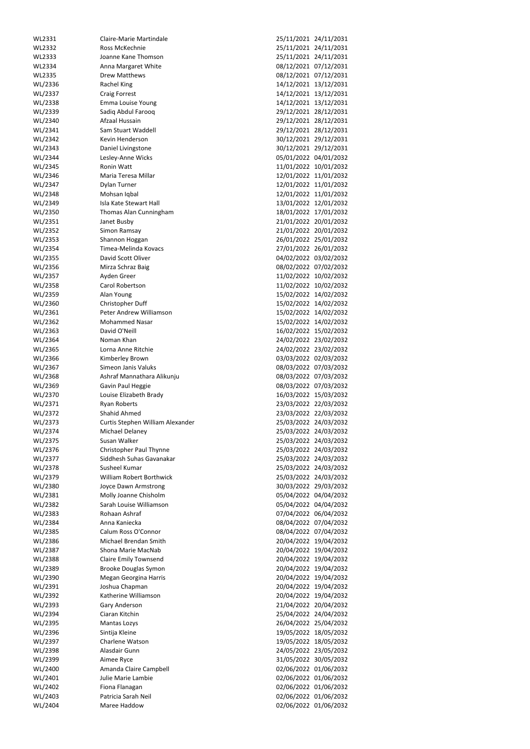| | | | |
|---|---|---|---|
| WL2331 | Claire-Marie Martindale | 25/11/2021 | 24/11/2031 |
| WL2332 | Ross McKechnie | 25/11/2021 | 24/11/2031 |
| WL2333 | Joanne Kane Thomson | 25/11/2021 | 24/11/2031 |
| WL2334 | Anna Margaret White | 08/12/2021 | 07/12/2031 |
| WL2335 | Drew Matthews | 08/12/2021 | 07/12/2031 |
| WL/2336 | Rachel King | 14/12/2021 | 13/12/2031 |
| WL/2337 | Craig Forrest | 14/12/2021 | 13/12/2031 |
| WL/2338 | Emma Louise Young | 14/12/2021 | 13/12/2031 |
| WL/2339 | Sadiq Abdul Farooq | 29/12/2021 | 28/12/2031 |
| WL/2340 | Afzaal Hussain | 29/12/2021 | 28/12/2031 |
| WL/2341 | Sam Stuart Waddell | 29/12/2021 | 28/12/2031 |
| WL/2342 | Kevin Henderson | 30/12/2021 | 29/12/2031 |
| WL/2343 | Daniel Livingstone | 30/12/2021 | 29/12/2031 |
| WL/2344 | Lesley-Anne Wicks | 05/01/2022 | 04/01/2032 |
| WL/2345 | Ronin Watt | 11/01/2022 | 10/01/2032 |
| WL/2346 | Maria Teresa Millar | 12/01/2022 | 11/01/2032 |
| WL/2347 | Dylan Turner | 12/01/2022 | 11/01/2032 |
| WL/2348 | Mohsan Iqbal | 12/01/2022 | 11/01/2032 |
| WL/2349 | Isla Kate Stewart Hall | 13/01/2022 | 12/01/2032 |
| WL/2350 | Thomas Alan Cunningham | 18/01/2022 | 17/01/2032 |
| WL/2351 | Janet Busby | 21/01/2022 | 20/01/2032 |
| WL/2352 | Simon Ramsay | 21/01/2022 | 20/01/2032 |
| WL/2353 | Shannon Hoggan | 26/01/2022 | 25/01/2032 |
| WL/2354 | Timea-Melinda Kovacs | 27/01/2022 | 26/01/2032 |
| WL/2355 | David Scott Oliver | 04/02/2022 | 03/02/2032 |
| WL/2356 | Mirza Schraz Baig | 08/02/2022 | 07/02/2032 |
| WL/2357 | Ayden Greer | 11/02/2022 | 10/02/2032 |
| WL/2358 | Carol Robertson | 11/02/2022 | 10/02/2032 |
| WL/2359 | Alan Young | 15/02/2022 | 14/02/2032 |
| WL/2360 | Christopher Duff | 15/02/2022 | 14/02/2032 |
| WL/2361 | Peter Andrew Williamson | 15/02/2022 | 14/02/2032 |
| WL/2362 | Mohammed Nasar | 15/02/2022 | 14/02/2032 |
| WL/2363 | David O'Neill | 16/02/2022 | 15/02/2032 |
| WL/2364 | Noman Khan | 24/02/2022 | 23/02/2032 |
| WL/2365 | Lorna Anne Ritchie | 24/02/2022 | 23/02/2032 |
| WL/2366 | Kimberley Brown | 03/03/2022 | 02/03/2032 |
| WL/2367 | Simeon Janis Valuks | 08/03/2022 | 07/03/2032 |
| WL/2368 | Ashraf Mannathara Alikunju | 08/03/2022 | 07/03/2032 |
| WL/2369 | Gavin Paul Heggie | 08/03/2022 | 07/03/2032 |
| WL/2370 | Louise Elizabeth Brady | 16/03/2022 | 15/03/2032 |
| WL/2371 | Ryan Roberts | 23/03/2022 | 22/03/2032 |
| WL/2372 | Shahid Ahmed | 23/03/2022 | 22/03/2032 |
| WL/2373 | Curtis Stephen William Alexander | 25/03/2022 | 24/03/2032 |
| WL/2374 | Michael Delaney | 25/03/2022 | 24/03/2032 |
| WL/2375 | Susan Walker | 25/03/2022 | 24/03/2032 |
| WL/2376 | Christopher Paul Thynne | 25/03/2022 | 24/03/2032 |
| WL/2377 | Siddhesh Suhas Gavanakar | 25/03/2022 | 24/03/2032 |
| WL/2378 | Susheel Kumar | 25/03/2022 | 24/03/2032 |
| WL/2379 | William Robert Borthwick | 25/03/2022 | 24/03/2032 |
| WL/2380 | Joyce Dawn Armstrong | 30/03/2022 | 29/03/2032 |
| WL/2381 | Molly Joanne Chisholm | 05/04/2022 | 04/04/2032 |
| WL/2382 | Sarah Louise Williamson | 05/04/2022 | 04/04/2032 |
| WL/2383 | Rohaan Ashraf | 07/04/2022 | 06/04/2032 |
| WL/2384 | Anna Kaniecka | 08/04/2022 | 07/04/2032 |
| WL/2385 | Calum Ross O'Connor | 08/04/2022 | 07/04/2032 |
| WL/2386 | Michael Brendan Smith | 20/04/2022 | 19/04/2032 |
| WL/2387 | Shona Marie MacNab | 20/04/2022 | 19/04/2032 |
| WL/2388 | Claire Emily Townsend | 20/04/2022 | 19/04/2032 |
| WL/2389 | Brooke Douglas Symon | 20/04/2022 | 19/04/2032 |
| WL/2390 | Megan Georgina Harris | 20/04/2022 | 19/04/2032 |
| WL/2391 | Joshua Chapman | 20/04/2022 | 19/04/2032 |
| WL/2392 | Katherine Williamson | 20/04/2022 | 19/04/2032 |
| WL/2393 | Gary Anderson | 21/04/2022 | 20/04/2032 |
| WL/2394 | Ciaran Kitchin | 25/04/2022 | 24/04/2032 |
| WL/2395 | Mantas Lozys | 26/04/2022 | 25/04/2032 |
| WL/2396 | Sintija Kleine | 19/05/2022 | 18/05/2032 |
| WL/2397 | Charlene Watson | 19/05/2022 | 18/05/2032 |
| WL/2398 | Alasdair Gunn | 24/05/2022 | 23/05/2032 |
| WL/2399 | Aimee Ryce | 31/05/2022 | 30/05/2032 |
| WL/2400 | Amanda Claire Campbell | 02/06/2022 | 01/06/2032 |
| WL/2401 | Julie Marie Lambie | 02/06/2022 | 01/06/2032 |
| WL/2402 | Fiona Flanagan | 02/06/2022 | 01/06/2032 |
| WL/2403 | Patricia Sarah Neil | 02/06/2022 | 01/06/2032 |
| WL/2404 | Maree Haddow | 02/06/2022 | 01/06/2032 |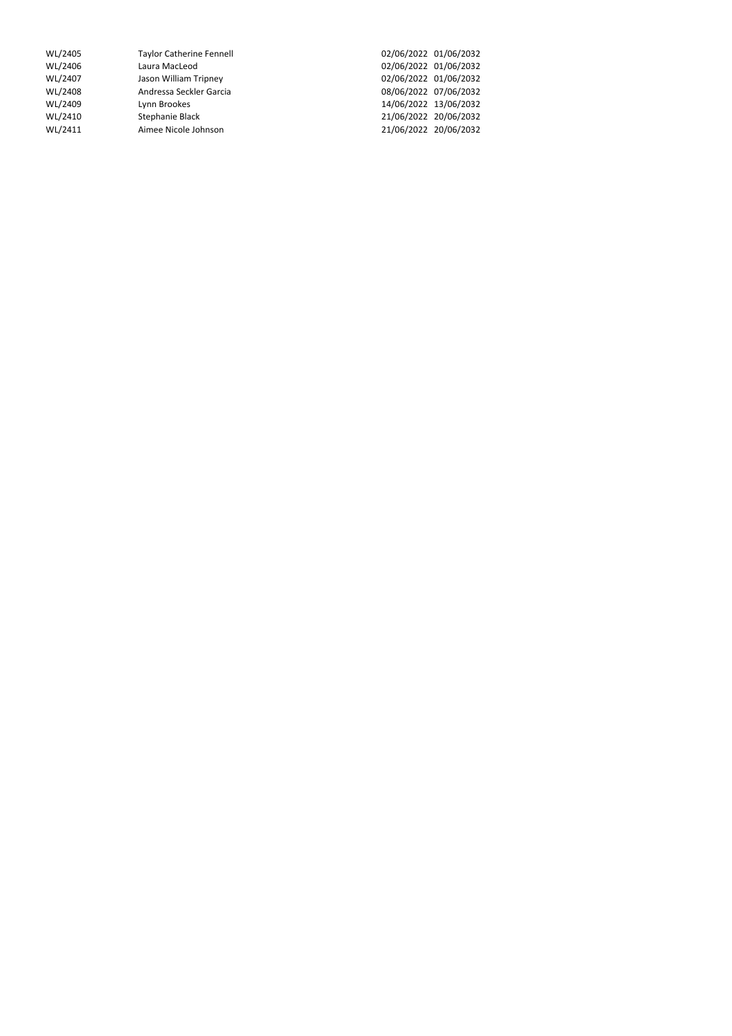| | | | |
|---|---|---|---|
| WL/2405 | Taylor Catherine Fennell | 02/06/2022 | 01/06/2032 |
| WL/2406 | Laura MacLeod | 02/06/2022 | 01/06/2032 |
| WL/2407 | Jason William Tripney | 02/06/2022 | 01/06/2032 |
| WL/2408 | Andressa Seckler Garcia | 08/06/2022 | 07/06/2032 |
| WL/2409 | Lynn Brookes | 14/06/2022 | 13/06/2032 |
| WL/2410 | Stephanie Black | 21/06/2022 | 20/06/2032 |
| WL/2411 | Aimee Nicole Johnson | 21/06/2022 | 20/06/2032 |